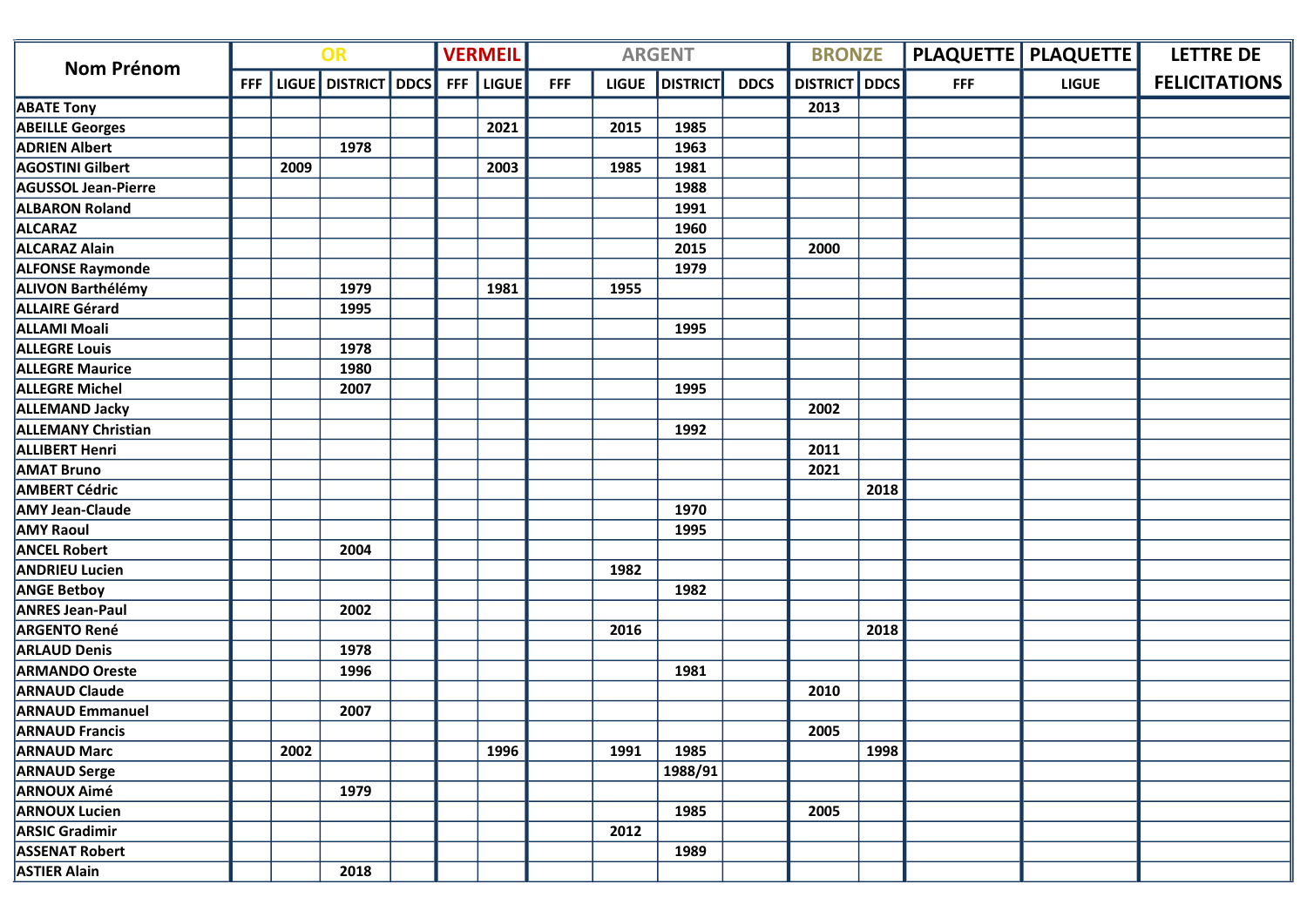| Nom Prénom | OR | | | | VERMEIL | | ARGENT | | | | BRONZE | | PLAQUETTE | PLAQUETTE | LETTRE DE FELICITATIONS |
|---|---|---|---|---|---|---|---|---|---|---|---|---|---|---|---|
| | FFF | LIGUE | DISTRICT | DDCS | FFF | LIGUE | FFF | LIGUE | DISTRICT | DDCS | DISTRICT | DDCS | FFF | LIGUE | |
| ABATE Tony | | | | | | | | | | | 2013 | | | | |
| ABEILLE Georges | | | | | | 2021 | | 2015 | 1985 | | | | | | |
| ADRIEN Albert | | | 1978 | | | | | | 1963 | | | | | | |
| AGOSTINI Gilbert | | 2009 | | | | 2003 | | 1985 | 1981 | | | | | | |
| AGUSSOL Jean-Pierre | | | | | | | | | 1988 | | | | | | |
| ALBARON Roland | | | | | | | | | 1991 | | | | | | |
| ALCARAZ | | | | | | | | | 1960 | | | | | | |
| ALCARAZ Alain | | | | | | | | | 2015 | | 2000 | | | | |
| ALFONSE Raymonde | | | | | | | | | 1979 | | | | | | |
| ALIVON Barthélémy | | | 1979 | | | 1981 | | 1955 | | | | | | | |
| ALLAIRE Gérard | | | 1995 | | | | | | | | | | | | |
| ALLAMI Moali | | | | | | | | | 1995 | | | | | | |
| ALLEGRE Louis | | | 1978 | | | | | | | | | | | | |
| ALLEGRE Maurice | | | 1980 | | | | | | | | | | | | |
| ALLEGRE Michel | | | 2007 | | | | | | 1995 | | | | | | |
| ALLEMAND Jacky | | | | | | | | | | | 2002 | | | | |
| ALLEMANY Christian | | | | | | | | | 1992 | | | | | | |
| ALLIBERT Henri | | | | | | | | | | | 2011 | | | | |
| AMAT Bruno | | | | | | | | | | | 2021 | | | | |
| AMBERT Cédric | | | | | | | | | | | | 2018 | | | |
| AMY Jean-Claude | | | | | | | | | 1970 | | | | | | |
| AMY Raoul | | | | | | | | | 1995 | | | | | | |
| ANCEL Robert | | | 2004 | | | | | | | | | | | | |
| ANDRIEU Lucien | | | | | | | | 1982 | | | | | | | |
| ANGE Betboy | | | | | | | | | 1982 | | | | | | |
| ANRES Jean-Paul | | | 2002 | | | | | | | | | | | | |
| ARGENTO René | | | | | | | | 2016 | | | | 2018 | | | |
| ARLAUD Denis | | | 1978 | | | | | | | | | | | | |
| ARMANDO Oreste | | | 1996 | | | | | | 1981 | | | | | | |
| ARNAUD Claude | | | | | | | | | | | 2010 | | | | |
| ARNAUD Emmanuel | | | 2007 | | | | | | | | | | | | |
| ARNAUD Francis | | | | | | | | | | | 2005 | | | | |
| ARNAUD Marc | | 2002 | | | | 1996 | | 1991 | 1985 | | | 1998 | | | |
| ARNAUD Serge | | | | | | | | | 1988/91 | | | | | | |
| ARNOUX Aimé | | | 1979 | | | | | | | | | | | | |
| ARNOUX Lucien | | | | | | | | | 1985 | | 2005 | | | | |
| ARSIC Gradimir | | | | | | | | 2012 | | | | | | | |
| ASSENAT Robert | | | | | | | | | 1989 | | | | | | |
| ASTIER Alain | | | 2018 | | | | | | | | | | | | |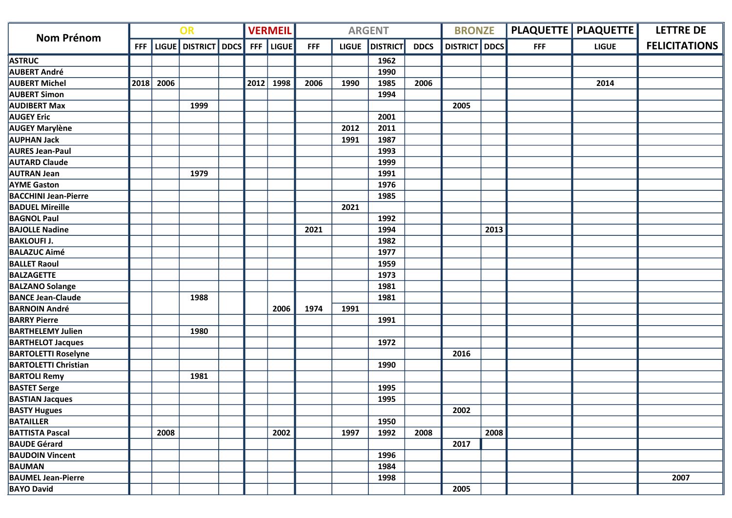| Nom Prénom | OR | | | | VERMEIL | | ARGENT | | | | BRONZE | | PLAQUETTE | PLAQUETTE | LETTRE DE FELICITATIONS |
|---|---|---|---|---|---|---|---|---|---|---|---|---|---|---|---|
| | FFF | LIGUE | DISTRICT | DDCS | FFF | LIGUE | FFF | LIGUE | DISTRICT | DDCS | DISTRICT | DDCS | FFF | LIGUE | |
| ASTRUC | | | | | | | | | 1962 | | | | | | |
| AUBERT André | | | | | | | | | 1990 | | | | | | |
| AUBERT Michel | 2018 | 2006 | | | 2012 | 1998 | 2006 | 1990 | 1985 | 2006 | | | | 2014 | |
| AUBERT Simon | | | | | | | | | 1994 | | | | | | |
| AUDIBERT Max | | | 1999 | | | | | | | | 2005 | | | | |
| AUGEY Eric | | | | | | | | | 2001 | | | | | | |
| AUGEY Marylène | | | | | | | | 2012 | 2011 | | | | | | |
| AUPHAN Jack | | | | | | | | 1991 | 1987 | | | | | | |
| AURES Jean-Paul | | | | | | | | | 1993 | | | | | | |
| AUTARD Claude | | | | | | | | | 1999 | | | | | | |
| AUTRAN Jean | | | 1979 | | | | | | 1991 | | | | | | |
| AYME Gaston | | | | | | | | | 1976 | | | | | | |
| BACCHINI Jean-Pierre | | | | | | | | | 1985 | | | | | | |
| BADUEL Mireille | | | | | | | | 2021 | | | | | | | |
| BAGNOL Paul | | | | | | | | | 1992 | | | | | | |
| BAJOLLE Nadine | | | | | | | 2021 | | 1994 | | | 2013 | | | |
| BAKLOUFI J. | | | | | | | | | 1982 | | | | | | |
| BALAZUC Aimé | | | | | | | | | 1977 | | | | | | |
| BALLET Raoul | | | | | | | | | 1959 | | | | | | |
| BALZAGETTE | | | | | | | | | 1973 | | | | | | |
| BALZANO Solange | | | | | | | | | 1981 | | | | | | |
| BANCE Jean-Claude | | | 1988 | | | | | | 1981 | | | | | | |
| BARNOIN André | | | | | | 2006 | 1974 | 1991 | | | | | | | |
| BARRY Pierre | | | | | | | | | 1991 | | | | | | |
| BARTHELEMY Julien | | | 1980 | | | | | | | | | | | | |
| BARTHELOT Jacques | | | | | | | | | 1972 | | | | | | |
| BARTOLETTI Roselyne | | | | | | | | | | | 2016 | | | | |
| BARTOLETTI Christian | | | | | | | | | 1990 | | | | | | |
| BARTOLI Remy | | | 1981 | | | | | | | | | | | | |
| BASTET Serge | | | | | | | | | 1995 | | | | | | |
| BASTIAN Jacques | | | | | | | | | 1995 | | | | | | |
| BASTY Hugues | | | | | | | | | | | 2002 | | | | |
| BATAILLER | | | | | | | | | 1950 | | | | | | |
| BATTISTA Pascal | | 2008 | | | | 2002 | | 1997 | 1992 | 2008 | | 2008 | | | |
| BAUDE Gérard | | | | | | | | | | | 2017 | | | | |
| BAUDOIN Vincent | | | | | | | | | 1996 | | | | | | |
| BAUMAN | | | | | | | | | 1984 | | | | | | |
| BAUMEL Jean-Pierre | | | | | | | | | 1998 | | | | | | 2007 |
| BAYO David | | | | | | | | | | | 2005 | | | | |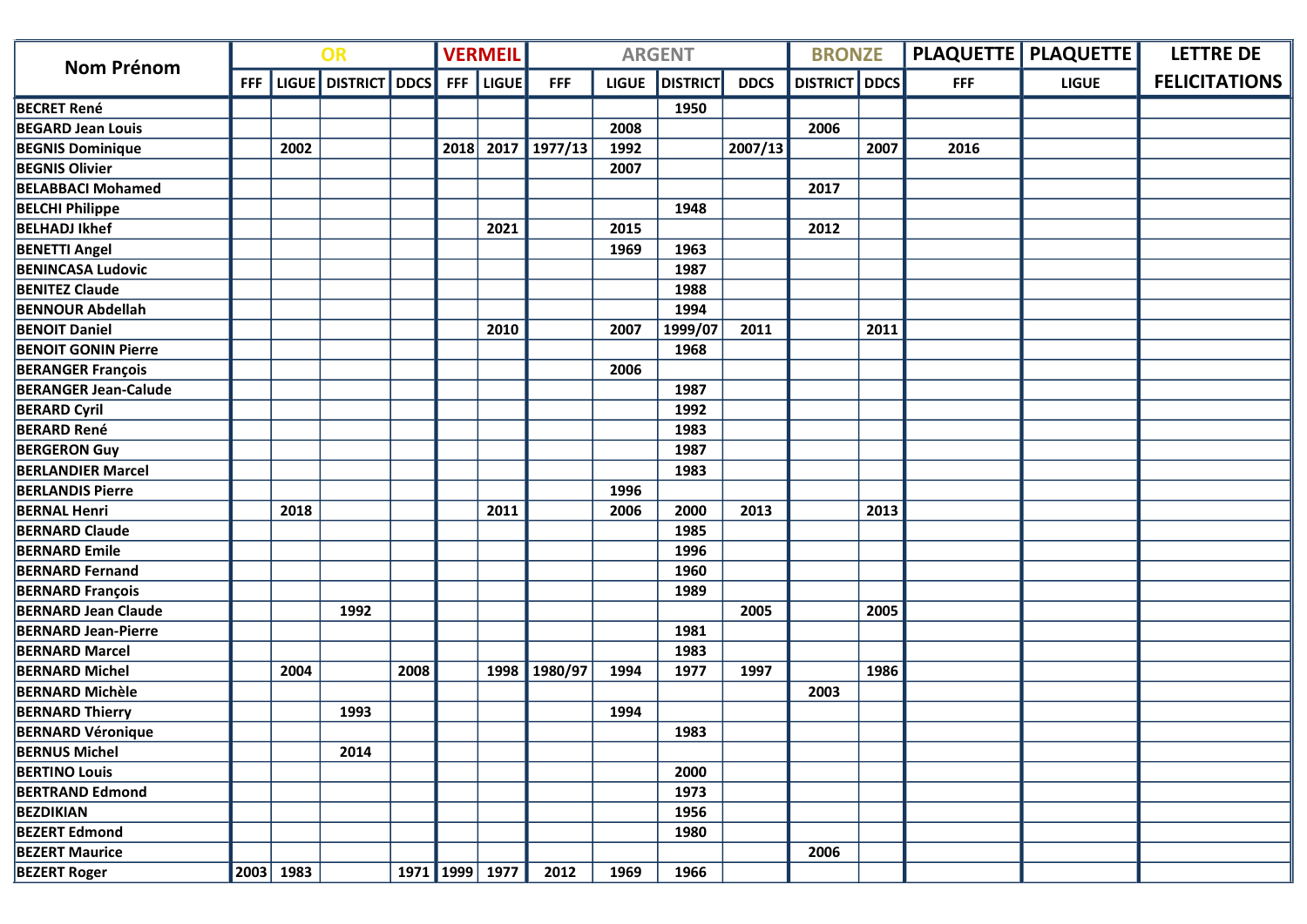| Nom Prénom | OR | | | | VERMEIL | | ARGENT | | | | BRONZE | | PLAQUETTE | PLAQUETTE | LETTRE DE FELICITATIONS |
|---|---|---|---|---|---|---|---|---|---|---|---|---|---|---|---|
| | FFF | LIGUE | DISTRICT | DDCS | FFF | LIGUE | FFF | LIGUE | DISTRICT | DDCS | DISTRICT | DDCS | FFF | LIGUE | |
| BECRET René | | | | | | | | | 1950 | | | | | | |
| BEGARD Jean Louis | | | | | | | | 2008 | | | 2006 | | | | |
| BEGNIS Dominique | | 2002 | | | 2018 | 2017 | 1977/13 | 1992 | | 2007/13 | | 2007 | 2016 | | |
| BEGNIS Olivier | | | | | | | | 2007 | | | | | | | |
| BELABBACI Mohamed | | | | | | | | | | | 2017 | | | | |
| BELCHI Philippe | | | | | | | | | 1948 | | | | | | |
| BELHADJ Ikhef | | | | | | 2021 | | 2015 | | | 2012 | | | | |
| BENETTI Angel | | | | | | | | 1969 | 1963 | | | | | | |
| BENINCASA Ludovic | | | | | | | | | 1987 | | | | | | |
| BENITEZ Claude | | | | | | | | | 1988 | | | | | | |
| BENNOUR Abdellah | | | | | | | | | 1994 | | | | | | |
| BENOIT Daniel | | | | | | 2010 | | 2007 | 1999/07 | 2011 | | 2011 | | | |
| BENOIT GONIN Pierre | | | | | | | | | 1968 | | | | | | |
| BERANGER François | | | | | | | | 2006 | | | | | | | |
| BERANGER Jean-Calude | | | | | | | | | 1987 | | | | | | |
| BERARD Cyril | | | | | | | | | 1992 | | | | | | |
| BERARD René | | | | | | | | | 1983 | | | | | | |
| BERGERON Guy | | | | | | | | | 1987 | | | | | | |
| BERLANDIER Marcel | | | | | | | | | 1983 | | | | | | |
| BERLANDIS Pierre | | | | | | | | 1996 | | | | | | | |
| BERNAL Henri | | 2018 | | | | 2011 | | 2006 | 2000 | 2013 | | 2013 | | | |
| BERNARD Claude | | | | | | | | | 1985 | | | | | | |
| BERNARD Emile | | | | | | | | | 1996 | | | | | | |
| BERNARD Fernand | | | | | | | | | 1960 | | | | | | |
| BERNARD François | | | | | | | | | 1989 | | | | | | |
| BERNARD Jean Claude | | | 1992 | | | | | | | 2005 | | 2005 | | | |
| BERNARD Jean-Pierre | | | | | | | | | 1981 | | | | | | |
| BERNARD Marcel | | | | | | | | | 1983 | | | | | | |
| BERNARD Michel | | 2004 | | 2008 | | 1998 | 1980/97 | 1994 | 1977 | 1997 | | 1986 | | | |
| BERNARD Michèle | | | | | | | | | | | 2003 | | | | |
| BERNARD Thierry | | | 1993 | | | | | 1994 | | | | | | | |
| BERNARD Véronique | | | | | | | | | 1983 | | | | | | |
| BERNUS Michel | | | 2014 | | | | | | | | | | | | |
| BERTINO Louis | | | | | | | | | 2000 | | | | | | |
| BERTRAND Edmond | | | | | | | | | 1973 | | | | | | |
| BEZDIKIAN | | | | | | | | | 1956 | | | | | | |
| BEZERT Edmond | | | | | | | | | 1980 | | | | | | |
| BEZERT Maurice | | | | | | | | | | | 2006 | | | | |
| BEZERT Roger | 2003 | 1983 | | 1971 | 1999 | 1977 | 2012 | 1969 | 1966 | | | | | | |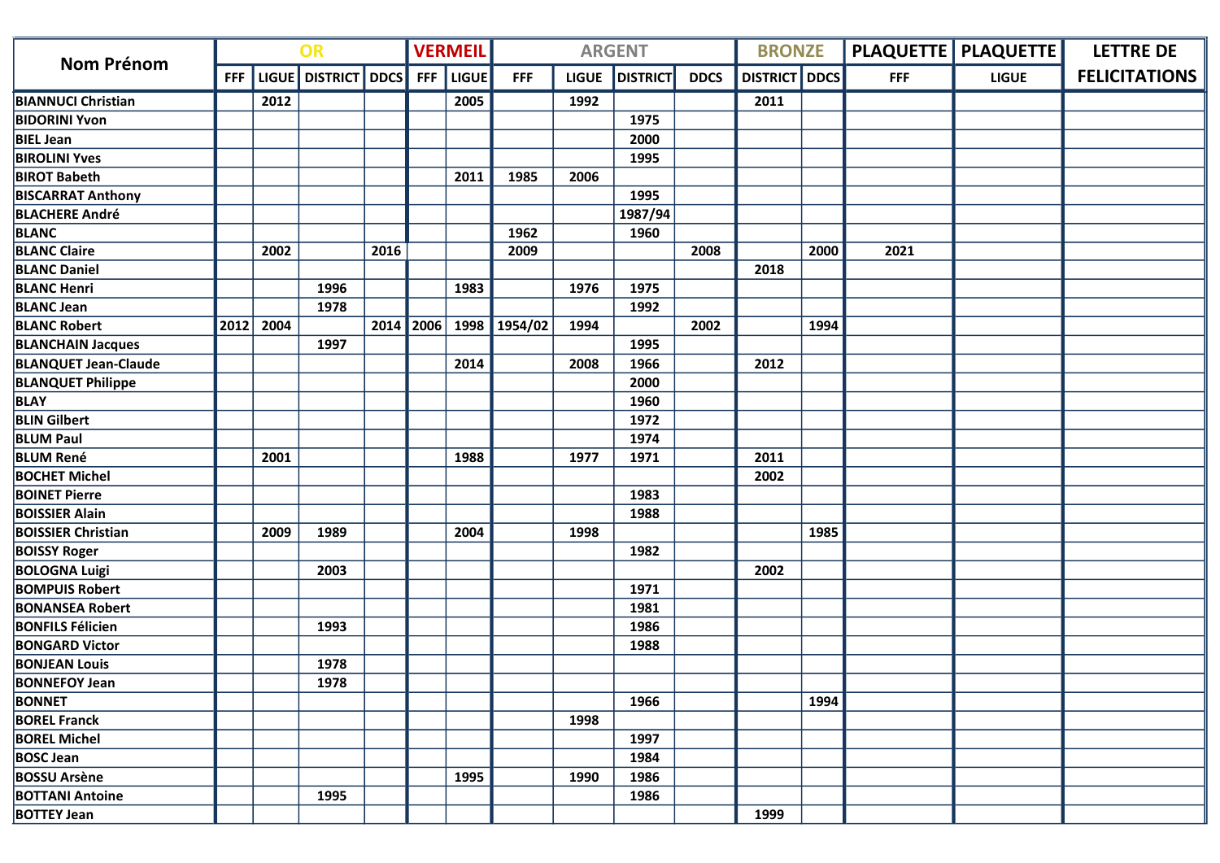| Nom Prénom | OR | | | | VERMEIL | | ARGENT | | | | BRONZE | | PLAQUETTE | PLAQUETTE | LETTRE DE FELICITATIONS |
|---|---|---|---|---|---|---|---|---|---|---|---|---|---|---|---|
| | FFF | LIGUE | DISTRICT | DDCS | FFF | LIGUE | FFF | LIGUE | DISTRICT | DDCS | DISTRICT | DDCS | FFF | LIGUE | |
| BIANNUCI Christian | | 2012 | | | | 2005 | | 1992 | | | 2011 | | | | |
| BIDORINI Yvon | | | | | | | | | 1975 | | | | | | |
| BIEL Jean | | | | | | | | | 2000 | | | | | | |
| BIROLINI Yves | | | | | | | | | 1995 | | | | | | |
| BIROT Babeth | | | | | | 2011 | 1985 | 2006 | | | | | | | |
| BISCARRAT Anthony | | | | | | | | | 1995 | | | | | | |
| BLACHERE André | | | | | | | | | 1987/94 | | | | | | |
| BLANC | | | | | | | 1962 | | 1960 | | | | | | |
| BLANC Claire | | 2002 | | 2016 | | | 2009 | | | 2008 | | 2000 | 2021 | | |
| BLANC Daniel | | | | | | | | | | | 2018 | | | | |
| BLANC Henri | | | 1996 | | | 1983 | | 1976 | 1975 | | | | | | |
| BLANC Jean | | | 1978 | | | | | | 1992 | | | | | | |
| BLANC Robert | 2012 | 2004 | | 2014 | 2006 | 1998 | 1954/02 | 1994 | | 2002 | | 1994 | | | |
| BLANCHAIN Jacques | | | 1997 | | | | | | 1995 | | | | | | |
| BLANQUET Jean-Claude | | | | | | 2014 | | 2008 | 1966 | | 2012 | | | | |
| BLANQUET Philippe | | | | | | | | | 2000 | | | | | | |
| BLAY | | | | | | | | | 1960 | | | | | | |
| BLIN Gilbert | | | | | | | | | 1972 | | | | | | |
| BLUM Paul | | | | | | | | | 1974 | | | | | | |
| BLUM René | | 2001 | | | | 1988 | | 1977 | 1971 | | 2011 | | | | |
| BOCHET Michel | | | | | | | | | | | 2002 | | | | |
| BOINET Pierre | | | | | | | | | 1983 | | | | | | |
| BOISSIER Alain | | | | | | | | | 1988 | | | | | | |
| BOISSIER Christian | | 2009 | 1989 | | | 2004 | | 1998 | | | | 1985 | | | |
| BOISSY Roger | | | | | | | | | 1982 | | | | | | |
| BOLOGNA Luigi | | | 2003 | | | | | | | | 2002 | | | | |
| BOMPUIS Robert | | | | | | | | | 1971 | | | | | | |
| BONANSEA Robert | | | | | | | | | 1981 | | | | | | |
| BONFILS Félicien | | | 1993 | | | | | | 1986 | | | | | | |
| BONGARD Victor | | | | | | | | | 1988 | | | | | | |
| BONJEAN Louis | | | 1978 | | | | | | | | | | | | |
| BONNEFOY Jean | | | 1978 | | | | | | | | | | | | |
| BONNET | | | | | | | | | 1966 | | | 1994 | | | |
| BOREL Franck | | | | | | | | 1998 | | | | | | | |
| BOREL Michel | | | | | | | | | 1997 | | | | | | |
| BOSC Jean | | | | | | | | | 1984 | | | | | | |
| BOSSU Arsène | | | | | | 1995 | | 1990 | 1986 | | | | | | |
| BOTTANI Antoine | | | 1995 | | | | | | 1986 | | | | | | |
| BOTTEY Jean | | | | | | | | | | | 1999 | | | | |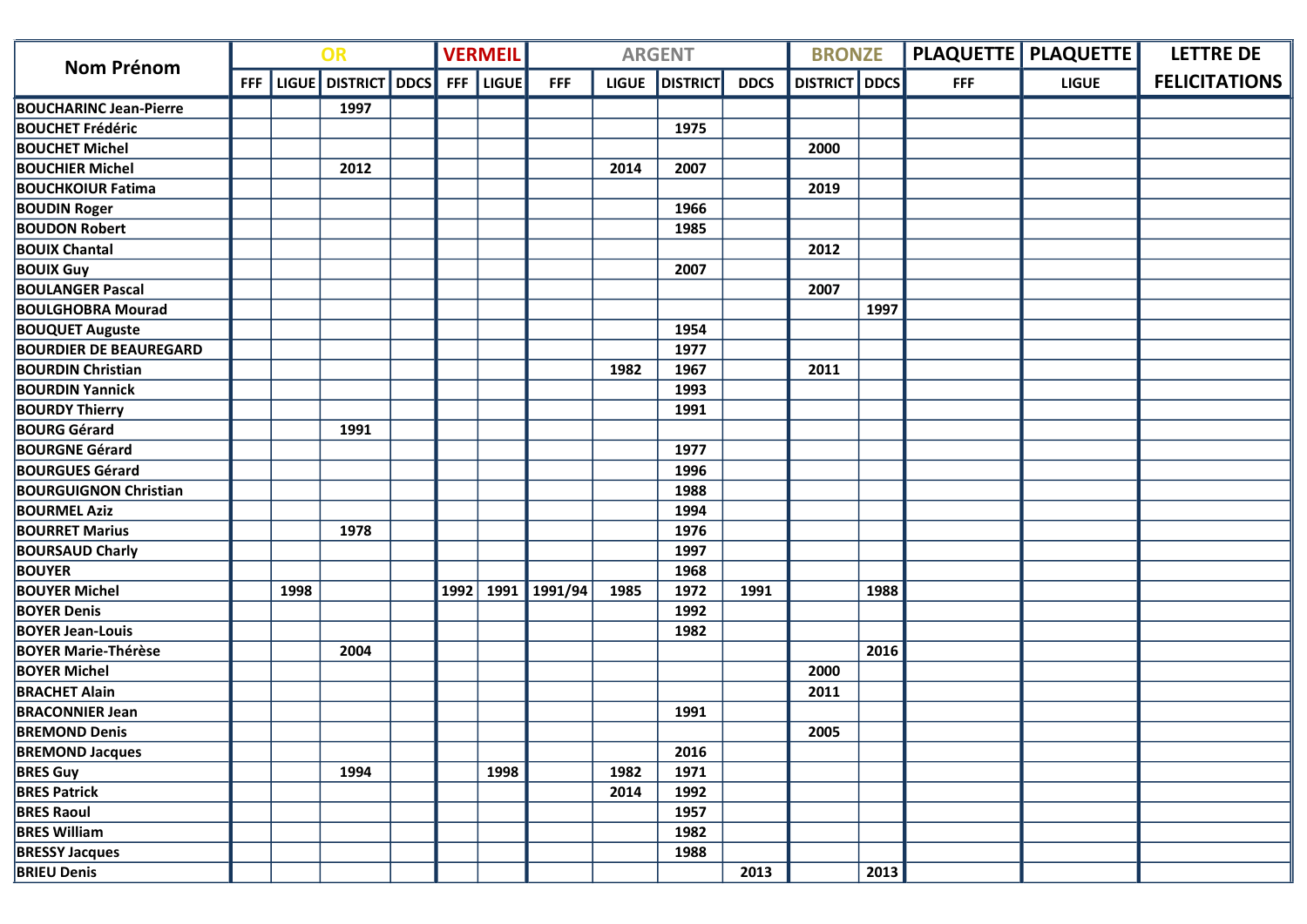| Nom Prénom | OR | | | | VERMEIL | | ARGENT | | | | BRONZE | | PLAQUETTE | PLAQUETTE | LETTRE DE FELICITATIONS |
|---|---|---|---|---|---|---|---|---|---|---|---|---|---|---|---|
| | FFF | LIGUE | DISTRICT | DDCS | FFF | LIGUE | FFF | LIGUE | DISTRICT | DDCS | DISTRICT | DDCS | FFF | LIGUE | |
| BOUCHARINC Jean-Pierre | | | 1997 | | | | | | | | | | | | |
| BOUCHET Frédéric | | | | | | | | | 1975 | | | | | | |
| BOUCHET Michel | | | | | | | | | | | 2000 | | | | |
| BOUCHIER Michel | | | 2012 | | | | | 2014 | 2007 | | | | | | |
| BOUCHKOIUR Fatima | | | | | | | | | | | 2019 | | | | |
| BOUDIN Roger | | | | | | | | | 1966 | | | | | | |
| BOUDON Robert | | | | | | | | | 1985 | | | | | | |
| BOUIX Chantal | | | | | | | | | | | 2012 | | | | |
| BOUIX Guy | | | | | | | | | 2007 | | | | | | |
| BOULANGER Pascal | | | | | | | | | | | 2007 | | | | |
| BOULGHOBRA Mourad | | | | | | | | | | | | 1997 | | | |
| BOUQUET Auguste | | | | | | | | | 1954 | | | | | | |
| BOURDIER DE BEAUREGARD | | | | | | | | | 1977 | | | | | | |
| BOURDIN Christian | | | | | | | | 1982 | 1967 | | 2011 | | | | |
| BOURDIN Yannick | | | | | | | | | 1993 | | | | | | |
| BOURDY Thierry | | | | | | | | | 1991 | | | | | | |
| BOURG Gérard | | | 1991 | | | | | | | | | | | | |
| BOURGNE Gérard | | | | | | | | | 1977 | | | | | | |
| BOURGUES Gérard | | | | | | | | | 1996 | | | | | | |
| BOURGUIGNON Christian | | | | | | | | | 1988 | | | | | | |
| BOURMEL Aziz | | | | | | | | | 1994 | | | | | | |
| BOURRET Marius | | | 1978 | | | | | | 1976 | | | | | | |
| BOURSAUD Charly | | | | | | | | | 1997 | | | | | | |
| BOUYER | | | | | | | | | 1968 | | | | | | |
| BOUYER Michel | | 1998 | | | 1992 | 1991 | 1991/94 | 1985 | 1972 | 1991 | | 1988 | | | |
| BOYER Denis | | | | | | | | | 1992 | | | | | | |
| BOYER Jean-Louis | | | | | | | | | 1982 | | | | | | |
| BOYER Marie-Thérèse | | | 2004 | | | | | | | | | 2016 | | | |
| BOYER Michel | | | | | | | | | | | 2000 | | | | |
| BRACHET Alain | | | | | | | | | | | 2011 | | | | |
| BRACONNIER Jean | | | | | | | | | 1991 | | | | | | |
| BREMOND Denis | | | | | | | | | | | 2005 | | | | |
| BREMOND Jacques | | | | | | | | | 2016 | | | | | | |
| BRES Guy | | | 1994 | | | 1998 | | 1982 | 1971 | | | | | | |
| BRES Patrick | | | | | | | | 2014 | 1992 | | | | | | |
| BRES Raoul | | | | | | | | | 1957 | | | | | | |
| BRES William | | | | | | | | | 1982 | | | | | | |
| BRESSY Jacques | | | | | | | | | 1988 | | | | | | |
| BRIEU Denis | | | | | | | | | | 2013 | | 2013 | | | |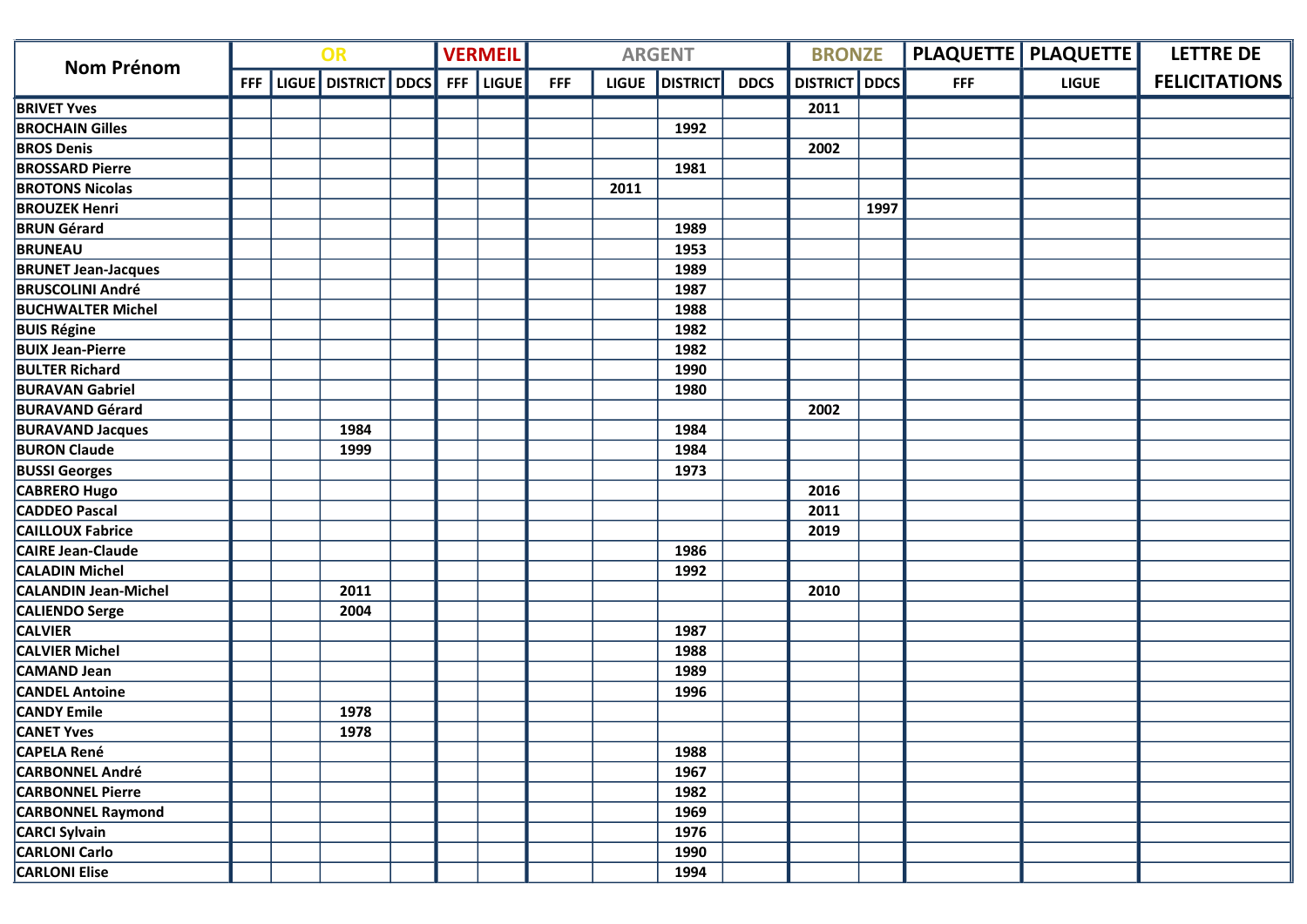| Nom Prénom | OR | | | | VERMEIL | | ARGENT | | | | BRONZE | | PLAQUETTE | PLAQUETTE | LETTRE DE FELICITATIONS |
|---|---|---|---|---|---|---|---|---|---|---|---|---|---|---|---|
| | FFF | LIGUE | DISTRICT | DDCS | FFF | LIGUE | FFF | LIGUE | DISTRICT | DDCS | DISTRICT | DDCS | FFF | LIGUE | |
| BRIVET Yves | | | | | | | | | | | 2011 | | | | |
| BROCHAIN Gilles | | | | | | | | | 1992 | | | | | | |
| BROS Denis | | | | | | | | | | | 2002 | | | | |
| BROSSARD Pierre | | | | | | | | | 1981 | | | | | | |
| BROTONS Nicolas | | | | | | | | 2011 | | | | | | | |
| BROUZEK Henri | | | | | | | | | | | | 1997 | | | |
| BRUN Gérard | | | | | | | | | 1989 | | | | | | |
| BRUNEAU | | | | | | | | | 1953 | | | | | | |
| BRUNET Jean-Jacques | | | | | | | | | 1989 | | | | | | |
| BRUSCOLINI André | | | | | | | | | 1987 | | | | | | |
| BUCHWALTER Michel | | | | | | | | | 1988 | | | | | | |
| BUIS Régine | | | | | | | | | 1982 | | | | | | |
| BUIX Jean-Pierre | | | | | | | | | 1982 | | | | | | |
| BULTER Richard | | | | | | | | | 1990 | | | | | | |
| BURAVAN Gabriel | | | | | | | | | 1980 | | | | | | |
| BURAVAND Gérard | | | | | | | | | | | 2002 | | | | |
| BURAVAND Jacques | | | 1984 | | | | | | 1984 | | | | | | |
| BURON Claude | | | 1999 | | | | | | 1984 | | | | | | |
| BUSSI Georges | | | | | | | | | 1973 | | | | | | |
| CABRERO Hugo | | | | | | | | | | | 2016 | | | | |
| CADDEO Pascal | | | | | | | | | | | 2011 | | | | |
| CAILLOUX Fabrice | | | | | | | | | | | 2019 | | | | |
| CAIRE Jean-Claude | | | | | | | | | 1986 | | | | | | |
| CALADIN Michel | | | | | | | | | 1992 | | | | | | |
| CALANDIN Jean-Michel | | | 2011 | | | | | | | | 2010 | | | | |
| CALIENDO Serge | | | 2004 | | | | | | | | | | | | |
| CALVIER | | | | | | | | | 1987 | | | | | | |
| CALVIER Michel | | | | | | | | | 1988 | | | | | | |
| CAMAND Jean | | | | | | | | | 1989 | | | | | | |
| CANDEL Antoine | | | | | | | | | 1996 | | | | | | |
| CANDY Emile | | | 1978 | | | | | | | | | | | | |
| CANET Yves | | | 1978 | | | | | | | | | | | | |
| CAPELA René | | | | | | | | | 1988 | | | | | | |
| CARBONNEL André | | | | | | | | | 1967 | | | | | | |
| CARBONNEL Pierre | | | | | | | | | 1982 | | | | | | |
| CARBONNEL Raymond | | | | | | | | | 1969 | | | | | | |
| CARCI Sylvain | | | | | | | | | 1976 | | | | | | |
| CARLONI Carlo | | | | | | | | | 1990 | | | | | | |
| CARLONI Elise | | | | | | | | | 1994 | | | | | | |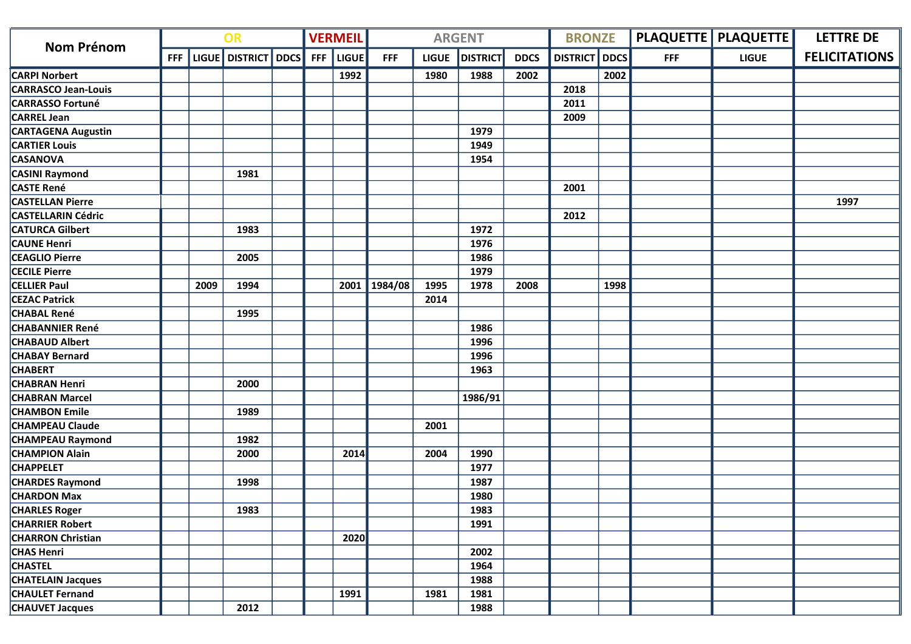| Nom Prénom | OR | | | | VERMEIL | | ARGENT | | | | BRONZE | | PLAQUETTE | PLAQUETTE | LETTRE DE FELICITATIONS |
|---|---|---|---|---|---|---|---|---|---|---|---|---|---|---|---|
| | FFF | LIGUE | DISTRICT | DDCS | FFF | LIGUE | FFF | LIGUE | DISTRICT | DDCS | DISTRICT | DDCS | FFF | LIGUE | |
| CARPI Norbert | | | | | | 1992 | | 1980 | 1988 | 2002 | | 2002 | | | |
| CARRASCO Jean-Louis | | | | | | | | | | | 2018 | | | | |
| CARRASSO Fortuné | | | | | | | | | | | 2011 | | | | |
| CARREL Jean | | | | | | | | | | | 2009 | | | | |
| CARTAGENA Augustin | | | | | | | | | 1979 | | | | | | |
| CARTIER Louis | | | | | | | | | 1949 | | | | | | |
| CASANOVA | | | | | | | | | 1954 | | | | | | |
| CASINI Raymond | | | 1981 | | | | | | | | | | | | |
| CASTE René | | | | | | | | | | | 2001 | | | | |
| CASTELLAN Pierre | | | | | | | | | | | | | | | 1997 |
| CASTELLARIN Cédric | | | | | | | | | | | 2012 | | | | |
| CATURCA Gilbert | | | 1983 | | | | | | 1972 | | | | | | |
| CAUNE Henri | | | | | | | | | 1976 | | | | | | |
| CEAGLIO Pierre | | | 2005 | | | | | | 1986 | | | | | | |
| CECILE Pierre | | | | | | | | | 1979 | | | | | | |
| CELLIER Paul | | 2009 | 1994 | | | 2001 | 1984/08 | 1995 | 1978 | 2008 | | 1998 | | | |
| CEZAC Patrick | | | | | | | | 2014 | | | | | | | |
| CHABAL René | | | 1995 | | | | | | | | | | | | |
| CHABANNIER René | | | | | | | | | 1986 | | | | | | |
| CHABAUD Albert | | | | | | | | | 1996 | | | | | | |
| CHABAY Bernard | | | | | | | | | 1996 | | | | | | |
| CHABERT | | | | | | | | | 1963 | | | | | | |
| CHABRAN Henri | | | 2000 | | | | | | | | | | | | |
| CHABRAN Marcel | | | | | | | | | 1986/91 | | | | | | |
| CHAMBON Emile | | | 1989 | | | | | | | | | | | | |
| CHAMPEAU Claude | | | | | | | | 2001 | | | | | | | |
| CHAMPEAU Raymond | | | 1982 | | | | | | | | | | | | |
| CHAMPION Alain | | | 2000 | | | 2014 | | 2004 | 1990 | | | | | | |
| CHAPPELET | | | | | | | | | 1977 | | | | | | |
| CHARDES Raymond | | | 1998 | | | | | | 1987 | | | | | | |
| CHARDON Max | | | | | | | | | 1980 | | | | | | |
| CHARLES Roger | | | 1983 | | | | | | 1983 | | | | | | |
| CHARRIER Robert | | | | | | | | | 1991 | | | | | | |
| CHARRON Christian | | | | | | 2020 | | | | | | | | | |
| CHAS Henri | | | | | | | | | 2002 | | | | | | |
| CHASTEL | | | | | | | | | 1964 | | | | | | |
| CHATELAIN Jacques | | | | | | | | | 1988 | | | | | | |
| CHAULET Fernand | | | | | | 1991 | | 1981 | 1981 | | | | | | |
| CHAUVET Jacques | | | 2012 | | | | | | 1988 | | | | | | |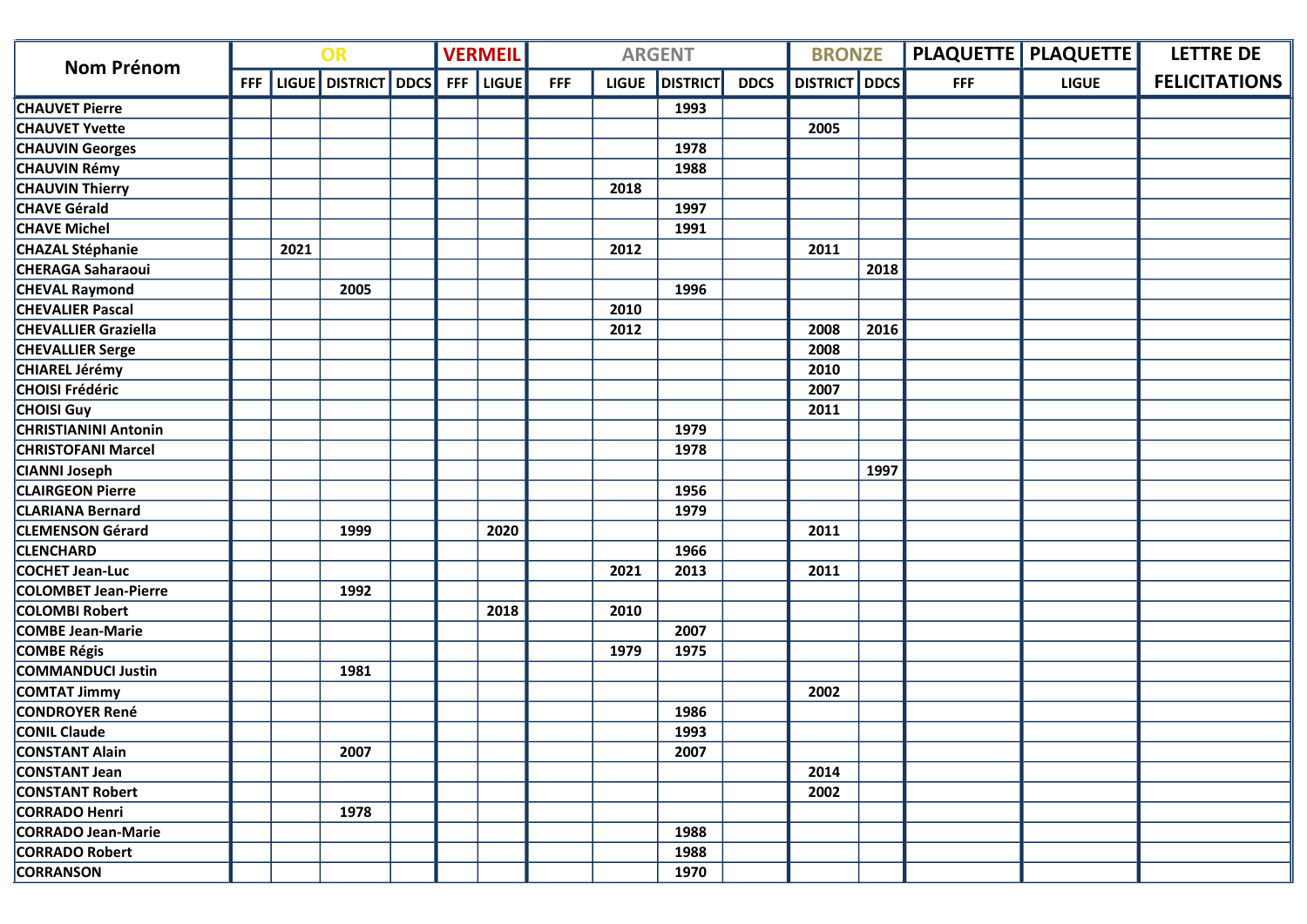| Nom Prénom | OR | | | | VERMEIL | | ARGENT | | | | BRONZE | | PLAQUETTE | PLAQUETTE | LETTRE DE FELICITATIONS |
|---|---|---|---|---|---|---|---|---|---|---|---|---|---|---|---|
| | FFF | LIGUE | DISTRICT | DDCS | FFF | LIGUE | FFF | LIGUE | DISTRICT | DDCS | DISTRICT | DDCS | FFF | LIGUE | |
| CHAUVET Pierre | | | | | | | | | 1993 | | | | | | |
| CHAUVET Yvette | | | | | | | | | | | 2005 | | | | |
| CHAUVIN Georges | | | | | | | | | 1978 | | | | | | |
| CHAUVIN Rémy | | | | | | | | | 1988 | | | | | | |
| CHAUVIN Thierry | | | | | | | | 2018 | | | | | | | |
| CHAVE Gérald | | | | | | | | | 1997 | | | | | | |
| CHAVE Michel | | | | | | | | | 1991 | | | | | | |
| CHAZAL Stéphanie | | 2021 | | | | | | 2012 | | | 2011 | | | | |
| CHERAGA Saharaoui | | | | | | | | | | | | 2018 | | | |
| CHEVAL Raymond | | | 2005 | | | | | | 1996 | | | | | | |
| CHEVALIER Pascal | | | | | | | | 2010 | | | | | | | |
| CHEVALLIER Graziella | | | | | | | | 2012 | | | 2008 | 2016 | | | |
| CHEVALLIER Serge | | | | | | | | | | | 2008 | | | | |
| CHIAREL Jérémy | | | | | | | | | | | 2010 | | | | |
| CHOISI Frédéric | | | | | | | | | | | 2007 | | | | |
| CHOISI Guy | | | | | | | | | | | 2011 | | | | |
| CHRISTIANINI Antonin | | | | | | | | | 1979 | | | | | | |
| CHRISTOFANI Marcel | | | | | | | | | 1978 | | | | | | |
| CIANNI Joseph | | | | | | | | | | | | 1997 | | | |
| CLAIRGEON Pierre | | | | | | | | | 1956 | | | | | | |
| CLARIANA Bernard | | | | | | | | | 1979 | | | | | | |
| CLEMENSON Gérard | | | 1999 | | | 2020 | | | | | 2011 | | | | |
| CLENCHARD | | | | | | | | | 1966 | | | | | | |
| COCHET Jean-Luc | | | | | | | | 2021 | 2013 | | 2011 | | | | |
| COLOMBET Jean-Pierre | | | 1992 | | | | | | | | | | | | |
| COLOMBI Robert | | | | | | 2018 | | 2010 | | | | | | | |
| COMBE Jean-Marie | | | | | | | | | 2007 | | | | | | |
| COMBE Régis | | | | | | | | 1979 | 1975 | | | | | | |
| COMMANDUCI Justin | | | 1981 | | | | | | | | | | | | |
| COMTAT Jimmy | | | | | | | | | | | 2002 | | | | |
| CONDROYER René | | | | | | | | | 1986 | | | | | | |
| CONIL Claude | | | | | | | | | 1993 | | | | | | |
| CONSTANT Alain | | | 2007 | | | | | | 2007 | | | | | | |
| CONSTANT Jean | | | | | | | | | | | 2014 | | | | |
| CONSTANT Robert | | | | | | | | | | | 2002 | | | | |
| CORRADO Henri | | | 1978 | | | | | | | | | | | | |
| CORRADO Jean-Marie | | | | | | | | | 1988 | | | | | | |
| CORRADO Robert | | | | | | | | | 1988 | | | | | | |
| CORRANSON | | | | | | | | | 1970 | | | | | | |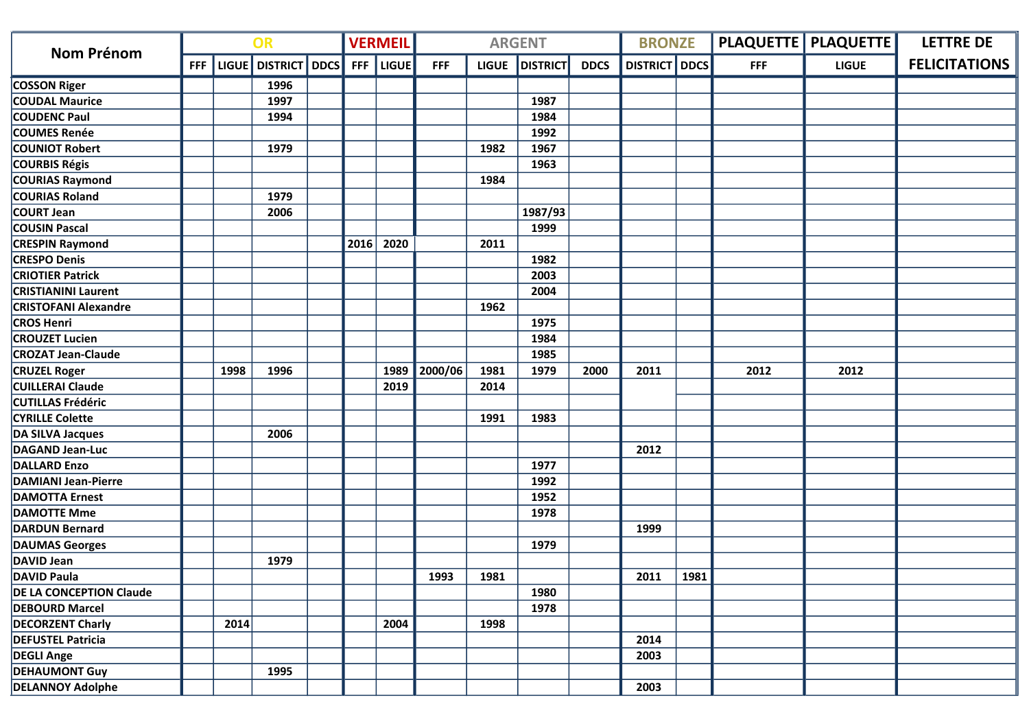| Nom Prénom | OR | | | | VERMEIL | | ARGENT | | | | BRONZE | | PLAQUETTE | PLAQUETTE | LETTRE DE FELICITATIONS |
|---|---|---|---|---|---|---|---|---|---|---|---|---|---|---|---|
| | FFF | LIGUE | DISTRICT | DDCS | FFF | LIGUE | FFF | LIGUE | DISTRICT | DDCS | DISTRICT | DDCS | FFF | LIGUE | |
| COSSON Riger | | | 1996 | | | | | | | | | | | | |
| COUDAL Maurice | | | 1997 | | | | | | 1987 | | | | | | |
| COUDENC Paul | | | 1994 | | | | | | 1984 | | | | | | |
| COUMES Renée | | | | | | | | | 1992 | | | | | | |
| COUNIOT Robert | | | 1979 | | | | | 1982 | 1967 | | | | | | |
| COURBIS Régis | | | | | | | | | 1963 | | | | | | |
| COURIAS Raymond | | | | | | | | 1984 | | | | | | | |
| COURIAS Roland | | | 1979 | | | | | | | | | | | | |
| COURT Jean | | | 2006 | | | | | | 1987/93 | | | | | | |
| COUSIN Pascal | | | | | | | | | 1999 | | | | | | |
| CRESPIN Raymond | | | | | 2016 | 2020 | | 2011 | | | | | | | |
| CRESPO Denis | | | | | | | | | 1982 | | | | | | |
| CRIOTIER Patrick | | | | | | | | | 2003 | | | | | | |
| CRISTIANINI Laurent | | | | | | | | | 2004 | | | | | | |
| CRISTOFANI Alexandre | | | | | | | | 1962 | | | | | | | |
| CROS Henri | | | | | | | | | 1975 | | | | | | |
| CROUZET Lucien | | | | | | | | | 1984 | | | | | | |
| CROZAT Jean-Claude | | | | | | | | | 1985 | | | | | | |
| CRUZEL Roger | | 1998 | 1996 | | | 1989 | 2000/06 | 1981 | 1979 | 2000 | 2011 | | 2012 | 2012 | |
| CUILLERAI Claude | | | | | | 2019 | | 2014 | | | | | | | |
| CUTILLAS Frédéric | | | | | | | | | | | | | | | |
| CYRILLE Colette | | | | | | | | 1991 | 1983 | | | | | | |
| DA SILVA Jacques | | | 2006 | | | | | | | | | | | | |
| DAGAND Jean-Luc | | | | | | | | | | | 2012 | | | | |
| DALLARD Enzo | | | | | | | | | 1977 | | | | | | |
| DAMIANI Jean-Pierre | | | | | | | | | 1992 | | | | | | |
| DAMOTTA Ernest | | | | | | | | | 1952 | | | | | | |
| DAMOTTE Mme | | | | | | | | | 1978 | | | | | | |
| DARDUN Bernard | | | | | | | | | | | 1999 | | | | |
| DAUMAS Georges | | | | | | | | | 1979 | | | | | | |
| DAVID Jean | | | 1979 | | | | | | | | | | | | |
| DAVID Paula | | | | | | | 1993 | 1981 | | | 2011 | 1981 | | | |
| DE LA CONCEPTION Claude | | | | | | | | | 1980 | | | | | | |
| DEBOURD Marcel | | | | | | | | | 1978 | | | | | | |
| DECORZENT Charly | | 2014 | | | | 2004 | | 1998 | | | | | | | |
| DEFUSTEL Patricia | | | | | | | | | | | 2014 | | | | |
| DEGLI Ange | | | | | | | | | | | 2003 | | | | |
| DEHAUMONT Guy | | | 1995 | | | | | | | | | | | | |
| DELANNOY Adolphe | | | | | | | | | | | 2003 | | | | |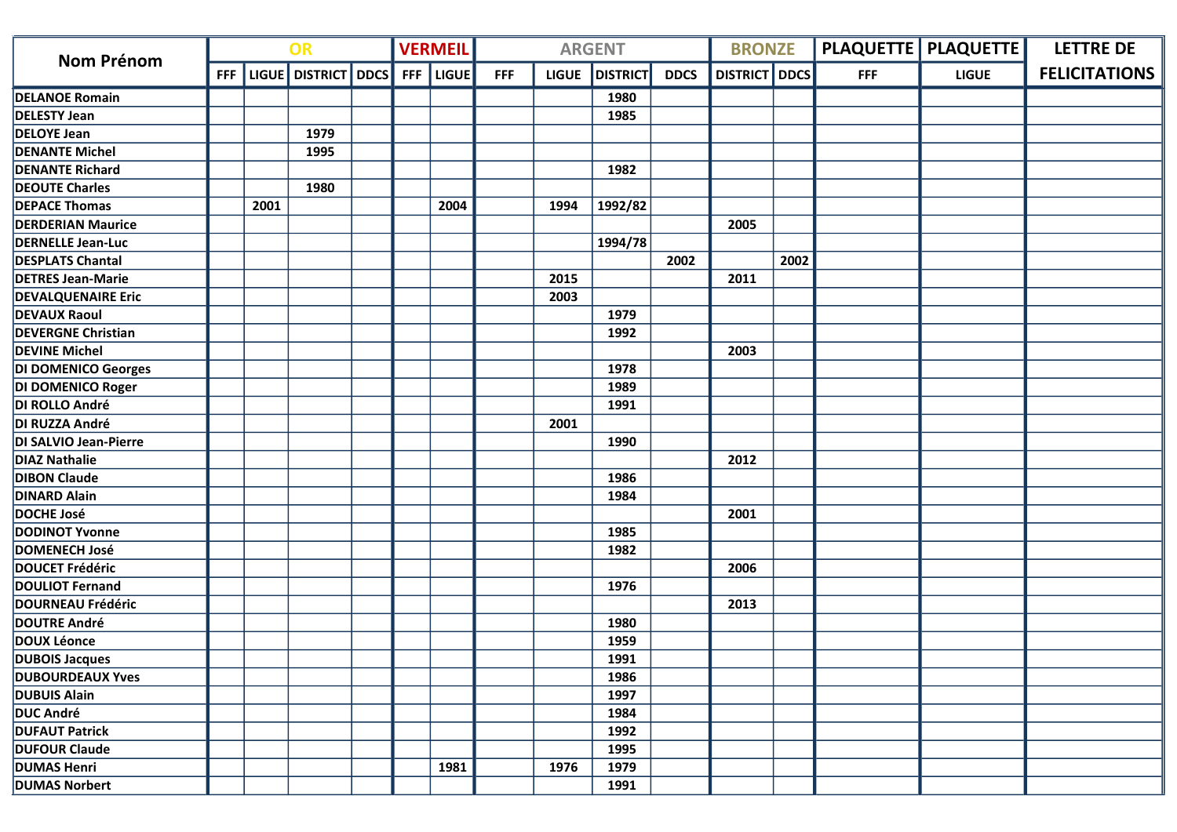| Nom Prénom | OR | | | | VERMEIL | | ARGENT | | | | BRONZE | | PLAQUETTE | PLAQUETTE | LETTRE DE FELICITATIONS |
|---|---|---|---|---|---|---|---|---|---|---|---|---|---|---|---|
| | FFF | LIGUE | DISTRICT | DDCS | FFF | LIGUE | FFF | LIGUE | DISTRICT | DDCS | DISTRICT | DDCS | FFF | LIGUE | |
| DELANOE Romain | | | | | | | | | 1980 | | | | | | |
| DELESTY Jean | | | | | | | | | 1985 | | | | | | |
| DELOYE Jean | | | 1979 | | | | | | | | | | | | |
| DENANTE Michel | | | 1995 | | | | | | | | | | | | |
| DENANTE Richard | | | | | | | | | 1982 | | | | | | |
| DEOUTE Charles | | | 1980 | | | | | | | | | | | | |
| DEPACE Thomas | | 2001 | | | | 2004 | | 1994 | 1992/82 | | | | | | |
| DERDERIAN Maurice | | | | | | | | | | | 2005 | | | | |
| DERNELLE Jean-Luc | | | | | | | | | 1994/78 | | | | | | |
| DESPLATS Chantal | | | | | | | | | | 2002 | | 2002 | | | |
| DETRES Jean-Marie | | | | | | | | 2015 | | | 2011 | | | | |
| DEVALQUENAIRE Eric | | | | | | | | 2003 | | | | | | | |
| DEVAUX Raoul | | | | | | | | | 1979 | | | | | | |
| DEVERGNE Christian | | | | | | | | | 1992 | | | | | | |
| DEVINE Michel | | | | | | | | | | | 2003 | | | | |
| DI DOMENICO Georges | | | | | | | | | 1978 | | | | | | |
| DI DOMENICO Roger | | | | | | | | | 1989 | | | | | | |
| DI ROLLO André | | | | | | | | | 1991 | | | | | | |
| DI RUZZA André | | | | | | | | 2001 | | | | | | | |
| DI SALVIO Jean-Pierre | | | | | | | | | 1990 | | | | | | |
| DIAZ Nathalie | | | | | | | | | | | 2012 | | | | |
| DIBON Claude | | | | | | | | | 1986 | | | | | | |
| DINARD Alain | | | | | | | | | 1984 | | | | | | |
| DOCHE José | | | | | | | | | | | 2001 | | | | |
| DODINOT Yvonne | | | | | | | | | 1985 | | | | | | |
| DOMENECH José | | | | | | | | | 1982 | | | | | | |
| DOUCET Frédéric | | | | | | | | | | | 2006 | | | | |
| DOULIOT Fernand | | | | | | | | | 1976 | | | | | | |
| DOURNEAU Frédéric | | | | | | | | | | | 2013 | | | | |
| DOUTRE André | | | | | | | | | 1980 | | | | | | |
| DOUX Léonce | | | | | | | | | 1959 | | | | | | |
| DUBOIS Jacques | | | | | | | | | 1991 | | | | | | |
| DUBOURDEAUX Yves | | | | | | | | | 1986 | | | | | | |
| DUBUIS Alain | | | | | | | | | 1997 | | | | | | |
| DUC André | | | | | | | | | 1984 | | | | | | |
| DUFAUT Patrick | | | | | | | | | 1992 | | | | | | |
| DUFOUR Claude | | | | | | | | | 1995 | | | | | | |
| DUMAS Henri | | | | | | 1981 | | 1976 | 1979 | | | | | | |
| DUMAS Norbert | | | | | | | | | 1991 | | | | | | |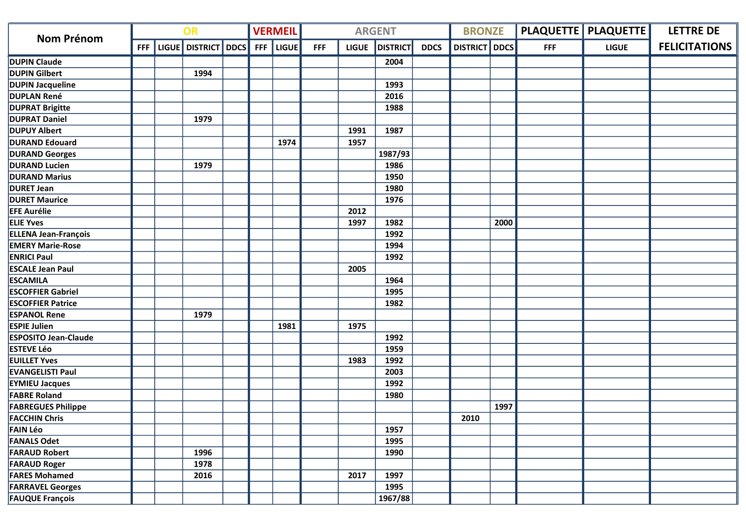| Nom Prénom | OR | | | | VERMEIL | | ARGENT | | | | BRONZE | | PLAQUETTE | PLAQUETTE | LETTRE DE FELICITATIONS |
|---|---|---|---|---|---|---|---|---|---|---|---|---|---|---|---|
| | FFF | LIGUE | DISTRICT | DDCS | FFF | LIGUE | FFF | LIGUE | DISTRICT | DDCS | DISTRICT | DDCS | FFF | LIGUE | |
| DUPIN Claude | | | | | | | | | 2004 | | | | | | |
| DUPIN Gilbert | | | 1994 | | | | | | | | | | | | |
| DUPIN Jacqueline | | | | | | | | | 1993 | | | | | | |
| DUPLAN René | | | | | | | | | 2016 | | | | | | |
| DUPRAT Brigitte | | | | | | | | | 1988 | | | | | | |
| DUPRAT Daniel | | | 1979 | | | | | | | | | | | | |
| DUPUY Albert | | | | | | | | 1991 | 1987 | | | | | | |
| DURAND Edouard | | | | | | 1974 | | 1957 | | | | | | | |
| DURAND Georges | | | | | | | | | 1987/93 | | | | | | |
| DURAND Lucien | | | 1979 | | | | | | 1986 | | | | | | |
| DURAND Marius | | | | | | | | | 1950 | | | | | | |
| DURET Jean | | | | | | | | | 1980 | | | | | | |
| DURET Maurice | | | | | | | | | 1976 | | | | | | |
| EFE Aurélie | | | | | | | | 2012 | | | | | | | |
| ELIE Yves | | | | | | | | 1997 | 1982 | | | 2000 | | | |
| ELLENA Jean-François | | | | | | | | | 1992 | | | | | | |
| EMERY Marie-Rose | | | | | | | | | 1994 | | | | | | |
| ENRICI Paul | | | | | | | | | 1992 | | | | | | |
| ESCALE Jean Paul | | | | | | | | 2005 | | | | | | | |
| ESCAMILA | | | | | | | | | 1964 | | | | | | |
| ESCOFFIER Gabriel | | | | | | | | | 1995 | | | | | | |
| ESCOFFIER Patrice | | | | | | | | | 1982 | | | | | | |
| ESPANOL Rene | | | 1979 | | | | | | | | | | | | |
| ESPIE Julien | | | | | | 1981 | | 1975 | | | | | | | |
| ESPOSITO Jean-Claude | | | | | | | | | 1992 | | | | | | |
| ESTEVE Léo | | | | | | | | | 1959 | | | | | | |
| EUILLET Yves | | | | | | | | 1983 | 1992 | | | | | | |
| EVANGELISTI Paul | | | | | | | | | 2003 | | | | | | |
| EYMIEU Jacques | | | | | | | | | 1992 | | | | | | |
| FABRE Roland | | | | | | | | | 1980 | | | | | | |
| FABREGUES Philippe | | | | | | | | | | | | 1997 | | | |
| FACCHIN Chris | | | | | | | | | | | 2010 | | | | |
| FAIN Léo | | | | | | | | | 1957 | | | | | | |
| FANALS Odet | | | | | | | | | 1995 | | | | | | |
| FARAUD Robert | | | 1996 | | | | | | 1990 | | | | | | |
| FARAUD Roger | | | 1978 | | | | | | | | | | | | |
| FARES Mohamed | | | 2016 | | | | | 2017 | 1997 | | | | | | |
| FARRAVEL Georges | | | | | | | | | 1995 | | | | | | |
| FAUQUE François | | | | | | | | | 1967/88 | | | | | | |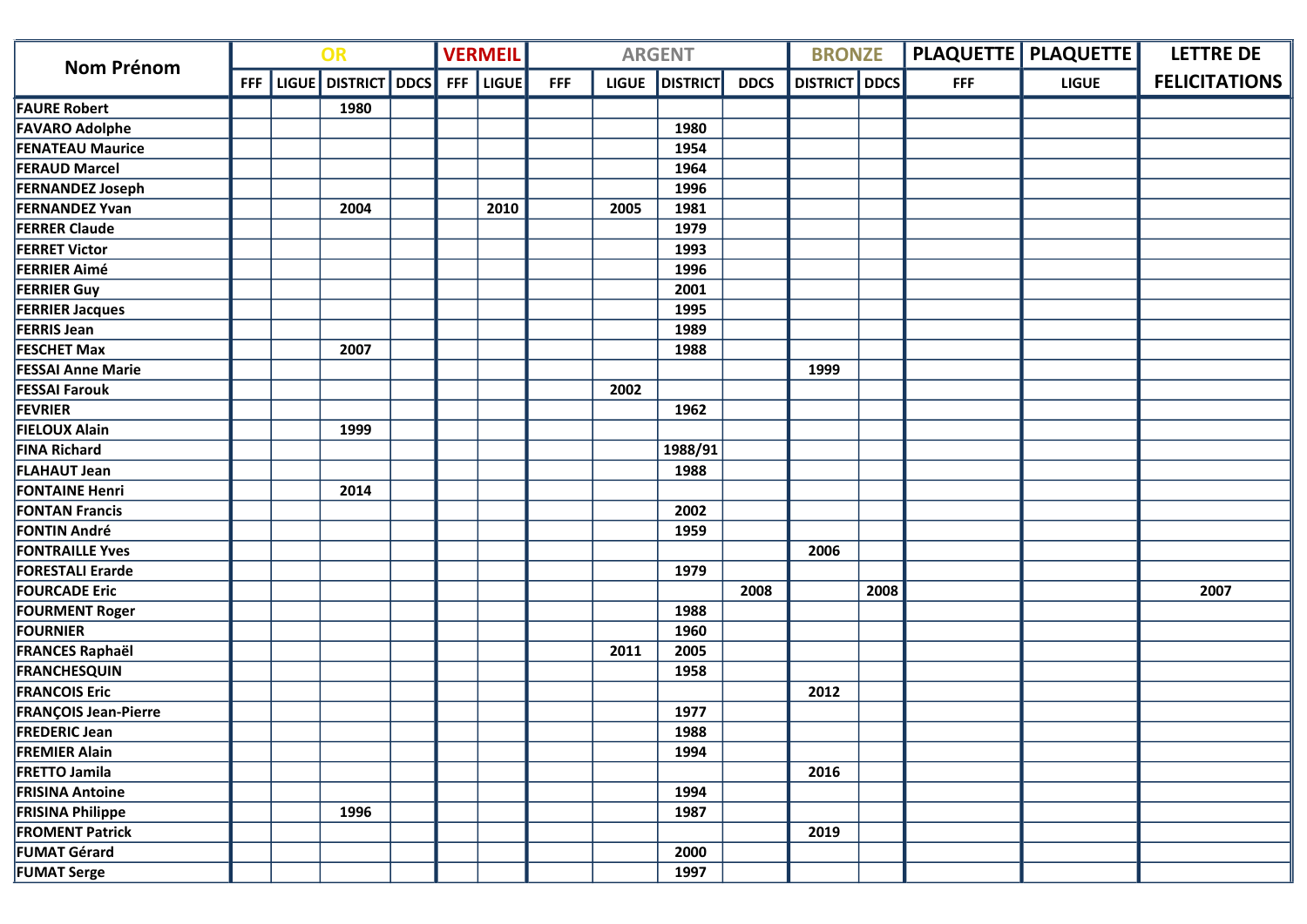| Nom Prénom | OR | | | | VERMEIL | | ARGENT | | | | BRONZE | | PLAQUETTE | PLAQUETTE | LETTRE DE FELICITATIONS |
|---|---|---|---|---|---|---|---|---|---|---|---|---|---|---|---|
| | FFF | LIGUE | DISTRICT | DDCS | FFF | LIGUE | FFF | LIGUE | DISTRICT | DDCS | DISTRICT | DDCS | FFF | LIGUE | |
| FAURE Robert | | | 1980 | | | | | | | | | | | | |
| FAVARO Adolphe | | | | | | | | | 1980 | | | | | | |
| FENATEAU Maurice | | | | | | | | | 1954 | | | | | | |
| FERAUD Marcel | | | | | | | | | 1964 | | | | | | |
| FERNANDEZ Joseph | | | | | | | | | 1996 | | | | | | |
| FERNANDEZ Yvan | | | 2004 | | | 2010 | | 2005 | 1981 | | | | | | |
| FERRER Claude | | | | | | | | | 1979 | | | | | | |
| FERRET Victor | | | | | | | | | 1993 | | | | | | |
| FERRIER Aimé | | | | | | | | | 1996 | | | | | | |
| FERRIER Guy | | | | | | | | | 2001 | | | | | | |
| FERRIER Jacques | | | | | | | | | 1995 | | | | | | |
| FERRIS Jean | | | | | | | | | 1989 | | | | | | |
| FESCHET Max | | | 2007 | | | | | | 1988 | | | | | | |
| FESSAI Anne Marie | | | | | | | | | | | 1999 | | | | |
| FESSAI Farouk | | | | | | | | 2002 | | | | | | | |
| FEVRIER | | | | | | | | | 1962 | | | | | | |
| FIELOUX Alain | | | 1999 | | | | | | | | | | | | |
| FINA Richard | | | | | | | | | 1988/91 | | | | | | |
| FLAHAUT Jean | | | | | | | | | 1988 | | | | | | |
| FONTAINE Henri | | | 2014 | | | | | | | | | | | | |
| FONTAN Francis | | | | | | | | | 2002 | | | | | | |
| FONTIN André | | | | | | | | | 1959 | | | | | | |
| FONTRAILLE Yves | | | | | | | | | | | 2006 | | | | |
| FORESTALI Erarde | | | | | | | | | 1979 | | | | | | |
| FOURCADE Eric | | | | | | | | | | 2008 | | 2008 | | | 2007 |
| FOURMENT Roger | | | | | | | | | 1988 | | | | | | |
| FOURNIER | | | | | | | | | 1960 | | | | | | |
| FRANCES Raphaël | | | | | | | | 2011 | 2005 | | | | | | |
| FRANCHESQUIN | | | | | | | | | 1958 | | | | | | |
| FRANCOIS Eric | | | | | | | | | | | 2012 | | | | |
| FRANÇOIS Jean-Pierre | | | | | | | | | 1977 | | | | | | |
| FREDERIC Jean | | | | | | | | | 1988 | | | | | | |
| FREMIER Alain | | | | | | | | | 1994 | | | | | | |
| FRETTO Jamila | | | | | | | | | | | 2016 | | | | |
| FRISINA Antoine | | | | | | | | | 1994 | | | | | | |
| FRISINA Philippe | | | 1996 | | | | | | 1987 | | | | | | |
| FROMENT Patrick | | | | | | | | | | | 2019 | | | | |
| FUMAT Gérard | | | | | | | | | 2000 | | | | | | |
| FUMAT Serge | | | | | | | | | 1997 | | | | | | |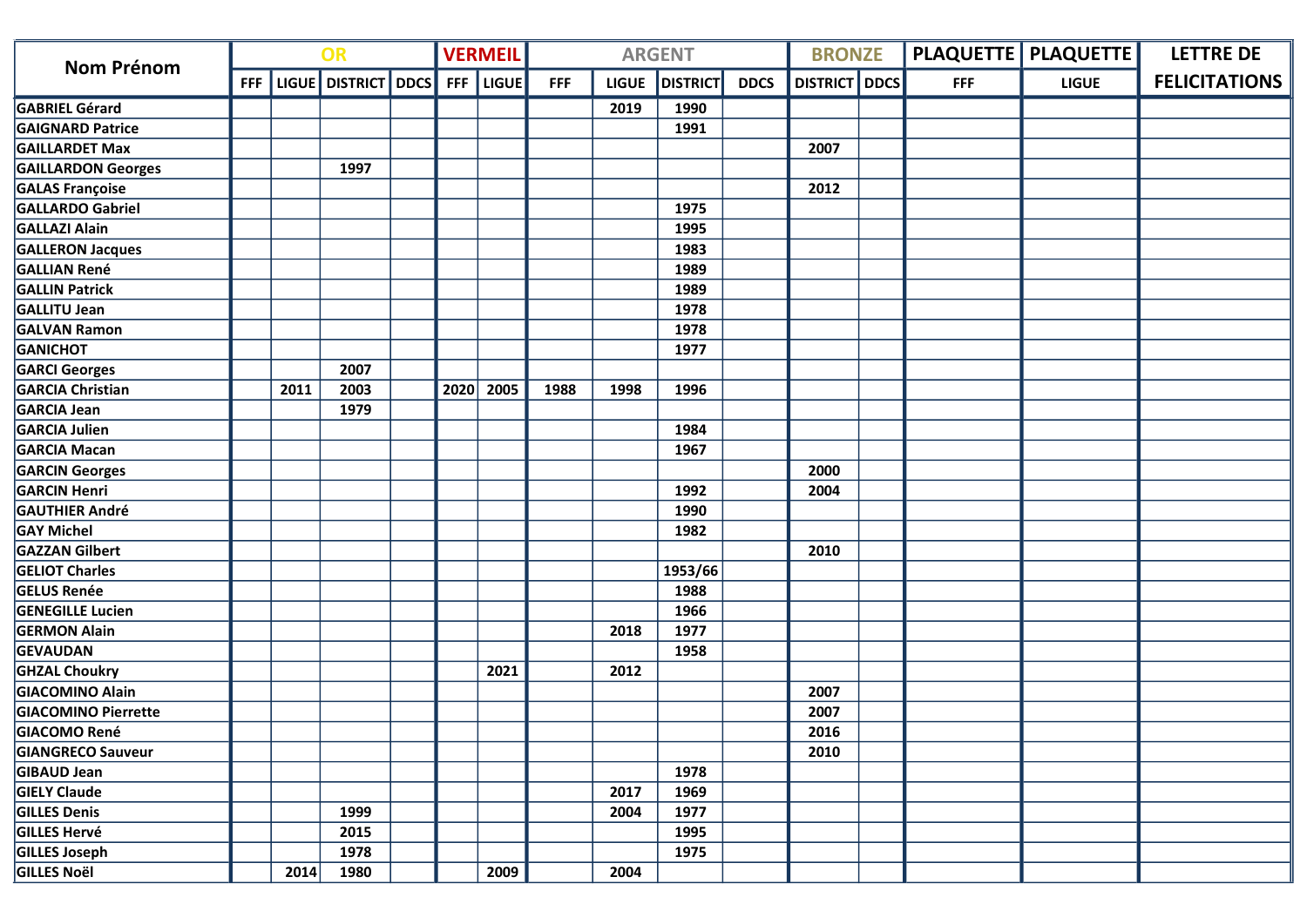| Nom Prénom | OR | | | | VERMEIL | | ARGENT | | | | BRONZE | | PLAQUETTE | PLAQUETTE | LETTRE DE FELICITATIONS |
|---|---|---|---|---|---|---|---|---|---|---|---|---|---|---|---|
| | FFF | LIGUE | DISTRICT | DDCS | FFF | LIGUE | FFF | LIGUE | DISTRICT | DDCS | DISTRICT | DDCS | FFF | LIGUE | |
| GABRIEL Gérard | | | | | | | | 2019 | 1990 | | | | | | |
| GAIGNARD Patrice | | | | | | | | | 1991 | | | | | | |
| GAILLARDET Max | | | | | | | | | | | 2007 | | | | |
| GAILLARDON Georges | | | 1997 | | | | | | | | | | | | |
| GALAS Françoise | | | | | | | | | | | 2012 | | | | |
| GALLARDO Gabriel | | | | | | | | | 1975 | | | | | | |
| GALLAZI Alain | | | | | | | | | 1995 | | | | | | |
| GALLERON Jacques | | | | | | | | | 1983 | | | | | | |
| GALLIAN René | | | | | | | | | 1989 | | | | | | |
| GALLIN Patrick | | | | | | | | | 1989 | | | | | | |
| GALLITU Jean | | | | | | | | | 1978 | | | | | | |
| GALVAN Ramon | | | | | | | | | 1978 | | | | | | |
| GANICHOT | | | | | | | | | 1977 | | | | | | |
| GARCI Georges | | | 2007 | | | | | | | | | | | | |
| GARCIA Christian | | 2011 | 2003 | | 2020 | 2005 | 1988 | 1998 | 1996 | | | | | | |
| GARCIA Jean | | | 1979 | | | | | | | | | | | | |
| GARCIA Julien | | | | | | | | | 1984 | | | | | | |
| GARCIA Macan | | | | | | | | | 1967 | | | | | | |
| GARCIN Georges | | | | | | | | | | | 2000 | | | | |
| GARCIN Henri | | | | | | | | | 1992 | | 2004 | | | | |
| GAUTHIER André | | | | | | | | | 1990 | | | | | | |
| GAY Michel | | | | | | | | | 1982 | | | | | | |
| GAZZAN Gilbert | | | | | | | | | | | 2010 | | | | |
| GELIOT Charles | | | | | | | | | 1953/66 | | | | | | |
| GELUS Renée | | | | | | | | | 1988 | | | | | | |
| GENEGILLE Lucien | | | | | | | | | 1966 | | | | | | |
| GERMON Alain | | | | | | | | 2018 | 1977 | | | | | | |
| GEVAUDAN | | | | | | | | | 1958 | | | | | | |
| GHZAL Choukry | | | | | | 2021 | | 2012 | | | | | | | |
| GIACOMINO Alain | | | | | | | | | | | 2007 | | | | |
| GIACOMINO Pierrette | | | | | | | | | | | 2007 | | | | |
| GIACOMO René | | | | | | | | | | | 2016 | | | | |
| GIANGRECO Sauveur | | | | | | | | | | | 2010 | | | | |
| GIBAUD Jean | | | | | | | | | 1978 | | | | | | |
| GIELY Claude | | | | | | | | 2017 | 1969 | | | | | | |
| GILLES Denis | | | 1999 | | | | | 2004 | 1977 | | | | | | |
| GILLES Hervé | | | 2015 | | | | | | 1995 | | | | | | |
| GILLES Joseph | | | 1978 | | | | | | 1975 | | | | | | |
| GILLES Noël | | 2014 | 1980 | | | 2009 | | 2004 | | | | | | | |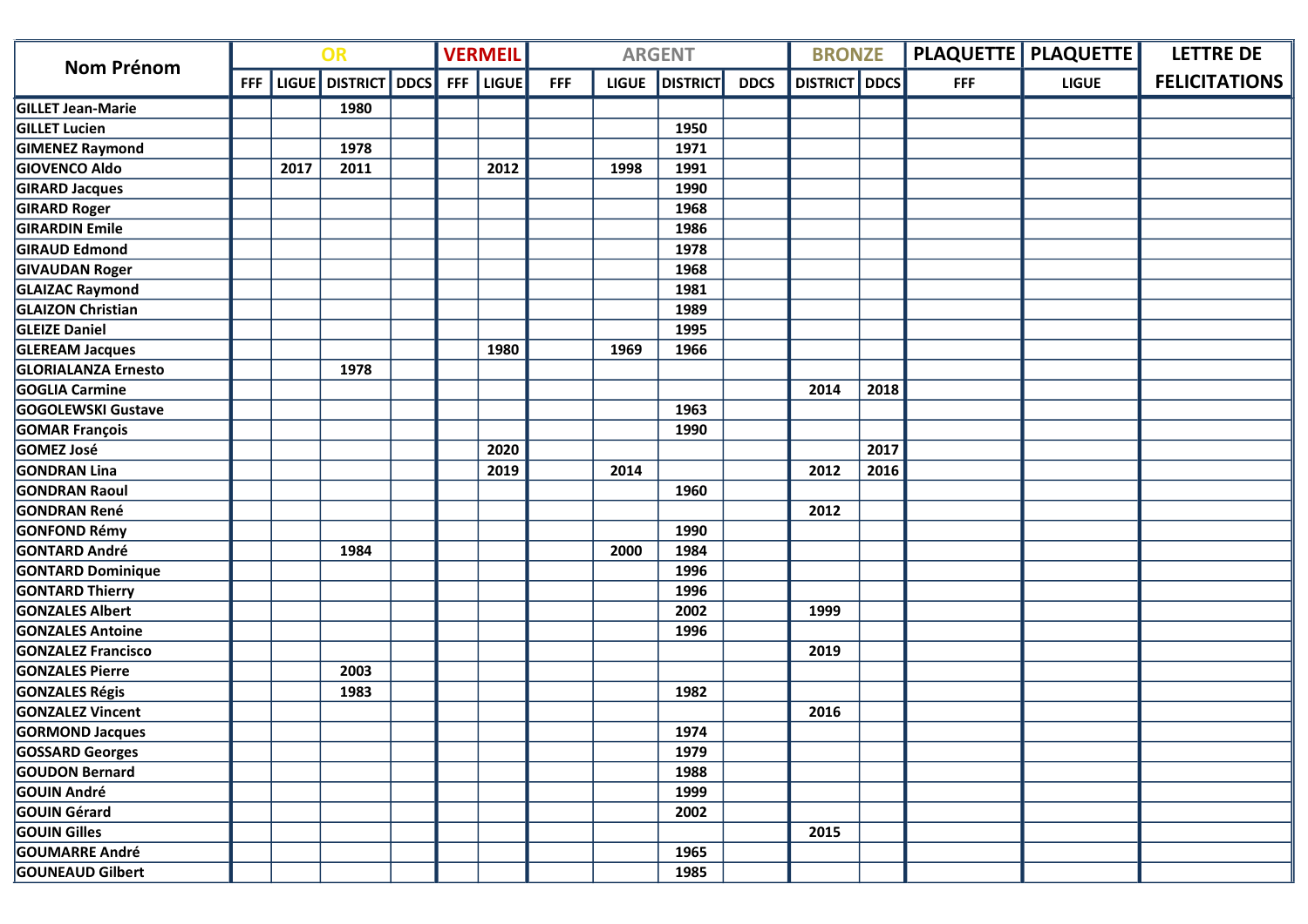| Nom Prénom | OR | | | | VERMEIL | | ARGENT | | | | BRONZE | | PLAQUETTE | PLAQUETTE | LETTRE DE FELICITATIONS |
|---|---|---|---|---|---|---|---|---|---|---|---|---|---|---|---|
| | FFF | LIGUE | DISTRICT | DDCS | FFF | LIGUE | FFF | LIGUE | DISTRICT | DDCS | DISTRICT | DDCS | FFF | LIGUE | |
| GILLET Jean-Marie | | | 1980 | | | | | | | | | | | | |
| GILLET Lucien | | | | | | | | | 1950 | | | | | | |
| GIMENEZ Raymond | | | 1978 | | | | | | 1971 | | | | | | |
| GIOVENCO Aldo | | 2017 | 2011 | | | 2012 | | 1998 | 1991 | | | | | | |
| GIRARD Jacques | | | | | | | | | 1990 | | | | | | |
| GIRARD Roger | | | | | | | | | 1968 | | | | | | |
| GIRARDIN Emile | | | | | | | | | 1986 | | | | | | |
| GIRAUD Edmond | | | | | | | | | 1978 | | | | | | |
| GIVAUDAN Roger | | | | | | | | | 1968 | | | | | | |
| GLAIZAC Raymond | | | | | | | | | 1981 | | | | | | |
| GLAIZON Christian | | | | | | | | | 1989 | | | | | | |
| GLEIZE Daniel | | | | | | | | | 1995 | | | | | | |
| GLEREAM Jacques | | | | | | 1980 | | 1969 | 1966 | | | | | | |
| GLORIALANZA Ernesto | | | 1978 | | | | | | | | | | | | |
| GOGLIA Carmine | | | | | | | | | | | 2014 | 2018 | | | |
| GOGOLEWSKI Gustave | | | | | | | | | 1963 | | | | | | |
| GOMAR François | | | | | | | | | 1990 | | | | | | |
| GOMEZ José | | | | | | 2020 | | | | | | 2017 | | | |
| GONDRAN Lina | | | | | | 2019 | | 2014 | | | 2012 | 2016 | | | |
| GONDRAN Raoul | | | | | | | | | 1960 | | | | | | |
| GONDRAN René | | | | | | | | | | | 2012 | | | | |
| GONFOND Rémy | | | | | | | | | 1990 | | | | | | |
| GONTARD André | | | 1984 | | | | | 2000 | 1984 | | | | | | |
| GONTARD Dominique | | | | | | | | | 1996 | | | | | | |
| GONTARD Thierry | | | | | | | | | 1996 | | | | | | |
| GONZALES Albert | | | | | | | | | 2002 | | 1999 | | | | |
| GONZALES Antoine | | | | | | | | | 1996 | | | | | | |
| GONZALEZ Francisco | | | | | | | | | | | 2019 | | | | |
| GONZALES Pierre | | | 2003 | | | | | | | | | | | | |
| GONZALES Régis | | | 1983 | | | | | | 1982 | | | | | | |
| GONZALEZ Vincent | | | | | | | | | | | 2016 | | | | |
| GORMOND Jacques | | | | | | | | | 1974 | | | | | | |
| GOSSARD Georges | | | | | | | | | 1979 | | | | | | |
| GOUDON Bernard | | | | | | | | | 1988 | | | | | | |
| GOUIN André | | | | | | | | | 1999 | | | | | | |
| GOUIN Gérard | | | | | | | | | 2002 | | | | | | |
| GOUIN Gilles | | | | | | | | | | | 2015 | | | | |
| GOUMARRE André | | | | | | | | | 1965 | | | | | | |
| GOUNEAUD Gilbert | | | | | | | | | 1985 | | | | | | |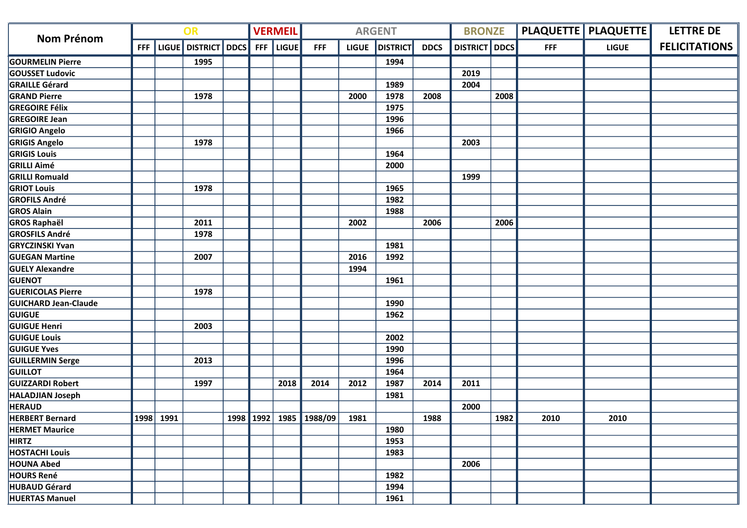| Nom Prénom | OR | | | | VERMEIL | | ARGENT | | | | BRONZE | | PLAQUETTE | PLAQUETTE | LETTRE DE FELICITATIONS |
|---|---|---|---|---|---|---|---|---|---|---|---|---|---|---|---|
| | FFF | LIGUE | DISTRICT | DDCS | FFF | LIGUE | FFF | LIGUE | DISTRICT | DDCS | DISTRICT | DDCS | FFF | LIGUE | |
| GOURMELIN Pierre | | | 1995 | | | | | | 1994 | | | | | | |
| GOUSSET Ludovic | | | | | | | | | | | 2019 | | | | |
| GRAILLE Gérard | | | | | | | | | 1989 | | 2004 | | | | |
| GRAND Pierre | | | 1978 | | | | | 2000 | 1978 | 2008 | | 2008 | | | |
| GREGOIRE Félix | | | | | | | | | 1975 | | | | | | |
| GREGOIRE Jean | | | | | | | | | 1996 | | | | | | |
| GRIGIO Angelo | | | | | | | | | 1966 | | | | | | |
| GRIGIS Angelo | | | 1978 | | | | | | | | 2003 | | | | |
| GRIGIS Louis | | | | | | | | | 1964 | | | | | | |
| GRILLI Aimé | | | | | | | | | 2000 | | | | | | |
| GRILLI Romuald | | | | | | | | | | | 1999 | | | | |
| GRIOT Louis | | | 1978 | | | | | | 1965 | | | | | | |
| GROFILS André | | | | | | | | | 1982 | | | | | | |
| GROS Alain | | | | | | | | | 1988 | | | | | | |
| GROS Raphaël | | | 2011 | | | | | 2002 | | 2006 | | 2006 | | | |
| GROSFILS André | | | 1978 | | | | | | | | | | | | |
| GRYCZINSKI Yvan | | | | | | | | | 1981 | | | | | | |
| GUEGAN Martine | | | 2007 | | | | | 2016 | 1992 | | | | | | |
| GUELY Alexandre | | | | | | | | 1994 | | | | | | | |
| GUENOT | | | | | | | | | 1961 | | | | | | |
| GUERICOLAS Pierre | | | 1978 | | | | | | | | | | | | |
| GUICHARD Jean-Claude | | | | | | | | | 1990 | | | | | | |
| GUIGUE | | | | | | | | | 1962 | | | | | | |
| GUIGUE Henri | | | 2003 | | | | | | | | | | | | |
| GUIGUE Louis | | | | | | | | | 2002 | | | | | | |
| GUIGUE Yves | | | | | | | | | 1990 | | | | | | |
| GUILLERMIN Serge | | | 2013 | | | | | | 1996 | | | | | | |
| GUILLOT | | | | | | | | | 1964 | | | | | | |
| GUIZZARDI Robert | | | 1997 | | | 2018 | 2014 | 2012 | 1987 | 2014 | 2011 | | | | |
| HALADJIAN Joseph | | | | | | | | | 1981 | | | | | | |
| HERAUD | | | | | | | | | | | 2000 | | | | |
| HERBERT Bernard | 1998 | 1991 | | 1998 | 1992 | 1985 | 1988/09 | 1981 | | 1988 | | 1982 | 2010 | 2010 | |
| HERMET Maurice | | | | | | | | | 1980 | | | | | | |
| HIRTZ | | | | | | | | | 1953 | | | | | | |
| HOSTACHI Louis | | | | | | | | | 1983 | | | | | | |
| HOUNA Abed | | | | | | | | | | | 2006 | | | | |
| HOURS René | | | | | | | | | 1982 | | | | | | |
| HUBAUD Gérard | | | | | | | | | 1994 | | | | | | |
| HUERTAS Manuel | | | | | | | | | 1961 | | | | | | |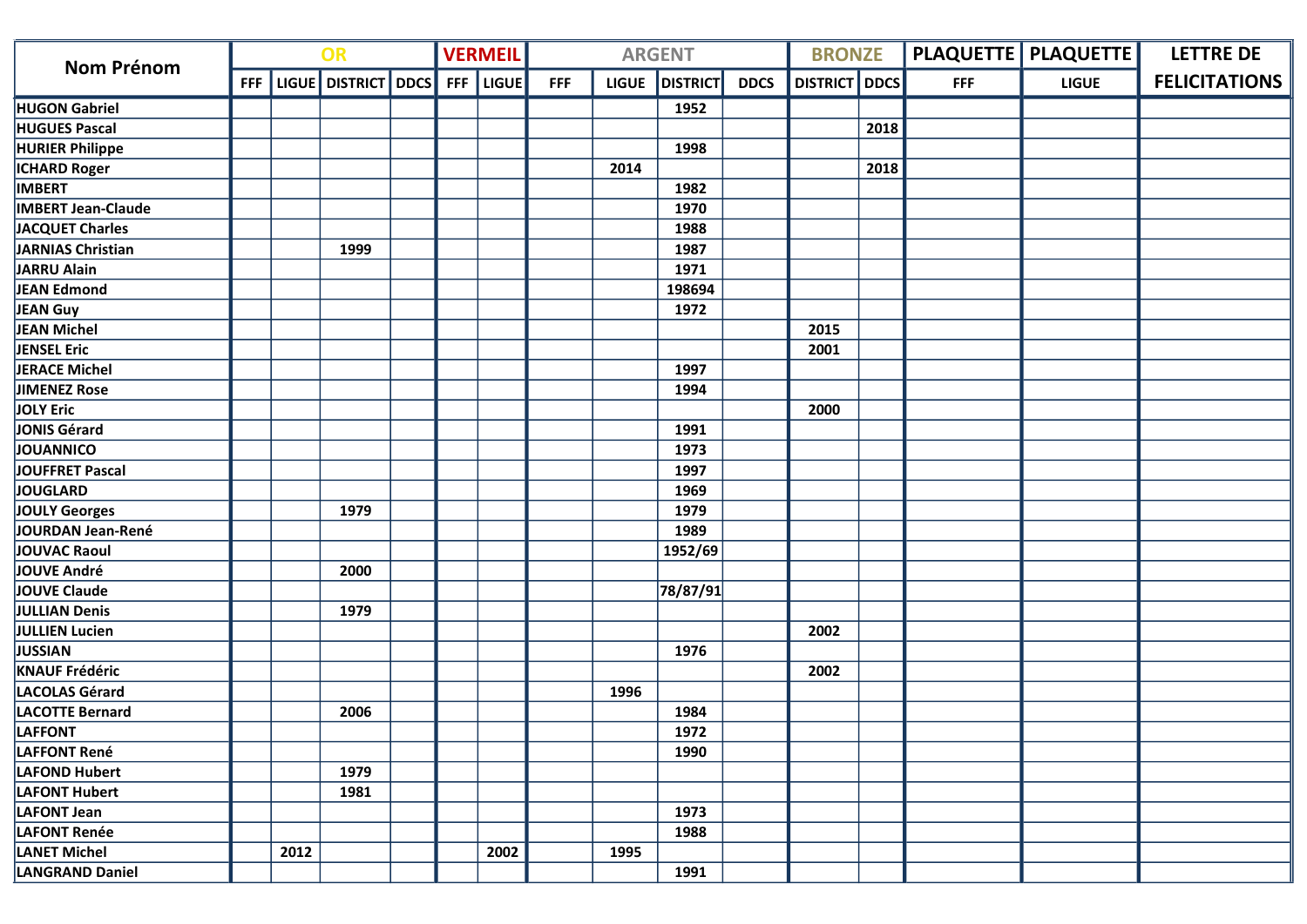| Nom Prénom | OR | | | | VERMEIL | | ARGENT | | | | BRONZE | | PLAQUETTE | PLAQUETTE | LETTRE DE FELICITATIONS |
|---|---|---|---|---|---|---|---|---|---|---|---|---|---|---|---|
| | FFF | LIGUE | DISTRICT | DDCS | FFF | LIGUE | FFF | LIGUE | DISTRICT | DDCS | DISTRICT | DDCS | FFF | LIGUE | |
| HUGON Gabriel | | | | | | | | | 1952 | | | | | | |
| HUGUES Pascal | | | | | | | | | | | | 2018 | | | |
| HURIER Philippe | | | | | | | | | 1998 | | | | | | |
| ICHARD Roger | | | | | | | | 2014 | | | | 2018 | | | |
| IMBERT | | | | | | | | | 1982 | | | | | | |
| IMBERT Jean-Claude | | | | | | | | | 1970 | | | | | | |
| JACQUET Charles | | | | | | | | | 1988 | | | | | | |
| JARNIAS Christian | | | 1999 | | | | | | 1987 | | | | | | |
| JARRU Alain | | | | | | | | | 1971 | | | | | | |
| JEAN Edmond | | | | | | | | | 198694 | | | | | | |
| JEAN Guy | | | | | | | | | 1972 | | | | | | |
| JEAN Michel | | | | | | | | | | | 2015 | | | | |
| JENSEL Eric | | | | | | | | | | | 2001 | | | | |
| JERACE Michel | | | | | | | | | 1997 | | | | | | |
| JIMENEZ Rose | | | | | | | | | 1994 | | | | | | |
| JOLY Eric | | | | | | | | | | | 2000 | | | | |
| JONIS Gérard | | | | | | | | | 1991 | | | | | | |
| JOUANNICO | | | | | | | | | 1973 | | | | | | |
| JOUFFRET Pascal | | | | | | | | | 1997 | | | | | | |
| JOUGLARD | | | | | | | | | 1969 | | | | | | |
| JOULY Georges | | | 1979 | | | | | | 1979 | | | | | | |
| JOURDAN Jean-René | | | | | | | | | 1989 | | | | | | |
| JOUVAC Raoul | | | | | | | | | 1952/69 | | | | | | |
| JOUVE André | | | 2000 | | | | | | | | | | | | |
| JOUVE Claude | | | | | | | | | 78/87/91 | | | | | | |
| JULLIAN Denis | | | 1979 | | | | | | | | | | | | |
| JULLIEN Lucien | | | | | | | | | | | 2002 | | | | |
| JUSSIAN | | | | | | | | | 1976 | | | | | | |
| KNAUF Frédéric | | | | | | | | | | | 2002 | | | | |
| LACOLAS Gérard | | | | | | | | 1996 | | | | | | | |
| LACOTTE Bernard | | | 2006 | | | | | | 1984 | | | | | | |
| LAFFONT | | | | | | | | | 1972 | | | | | | |
| LAFFONT René | | | | | | | | | 1990 | | | | | | |
| LAFOND Hubert | | | 1979 | | | | | | | | | | | | |
| LAFONT Hubert | | | 1981 | | | | | | | | | | | | |
| LAFONT Jean | | | | | | | | | 1973 | | | | | | |
| LAFONT Renée | | | | | | | | | 1988 | | | | | | |
| LANET Michel | | 2012 | | | | 2002 | | 1995 | | | | | | | |
| LANGRAND Daniel | | | | | | | | | 1991 | | | | | | |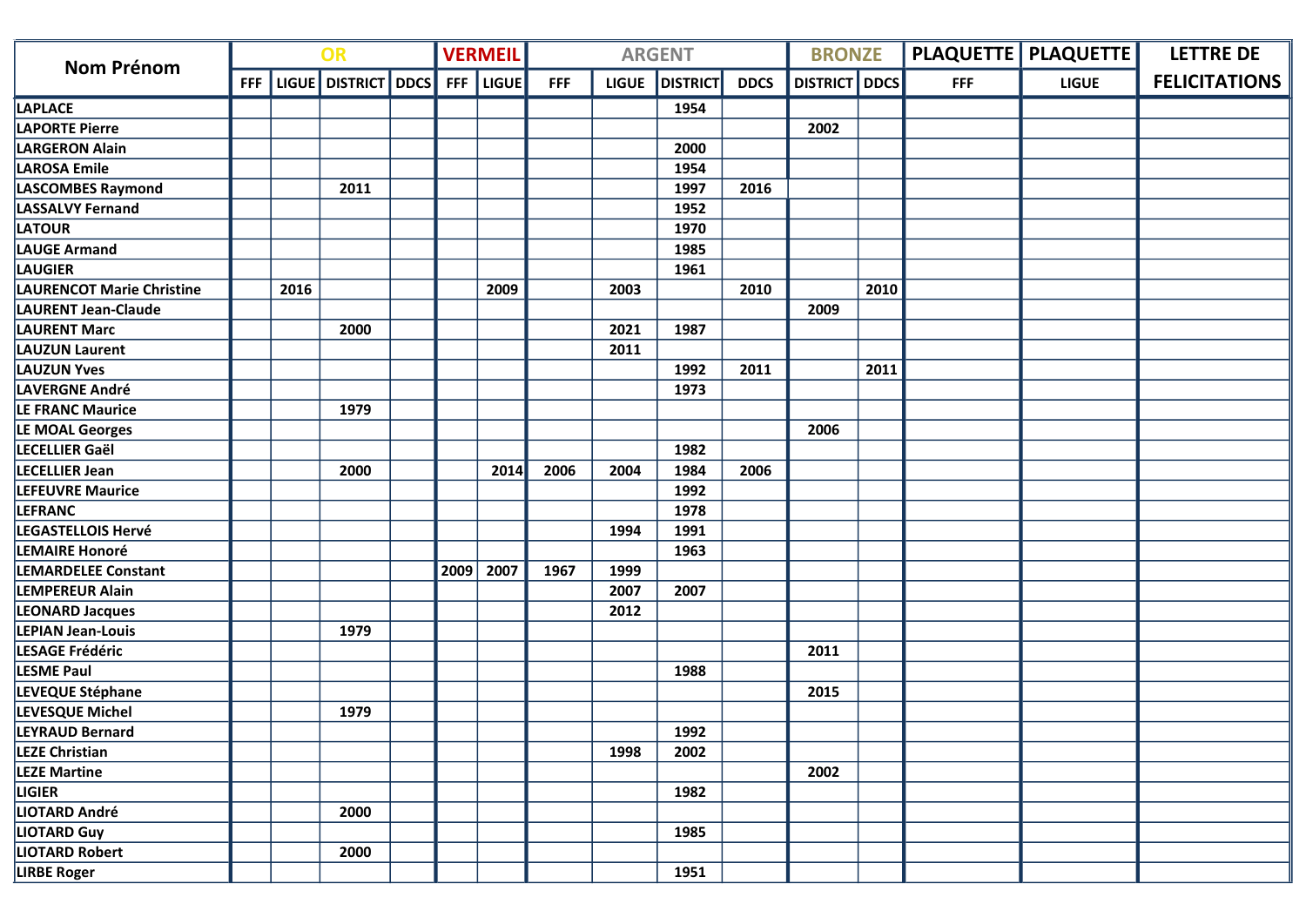| Nom Prénom | OR | | | | VERMEIL | | ARGENT | | | | BRONZE | | PLAQUETTE | PLAQUETTE | LETTRE DE FELICITATIONS |
|---|---|---|---|---|---|---|---|---|---|---|---|---|---|---|---|
| | FFF | LIGUE | DISTRICT | DDCS | FFF | LIGUE | FFF | LIGUE | DISTRICT | DDCS | DISTRICT | DDCS | FFF | LIGUE | |
| LAPLACE | | | | | | | | | 1954 | | | | | | |
| LAPORTE Pierre | | | | | | | | | | | 2002 | | | | |
| LARGERON Alain | | | | | | | | | 2000 | | | | | | |
| LAROSA Emile | | | | | | | | | 1954 | | | | | | |
| LASCOMBES Raymond | | | 2011 | | | | | | 1997 | 2016 | | | | | |
| LASSALVY Fernand | | | | | | | | | 1952 | | | | | | |
| LATOUR | | | | | | | | | 1970 | | | | | | |
| LAUGE Armand | | | | | | | | | 1985 | | | | | | |
| LAUGIER | | | | | | | | | 1961 | | | | | | |
| LAURENCOT Marie Christine | | 2016 | | | | 2009 | | 2003 | | 2010 | | 2010 | | | |
| LAURENT Jean-Claude | | | | | | | | | | | 2009 | | | | |
| LAURENT Marc | | | 2000 | | | | | 2021 | 1987 | | | | | | |
| LAUZUN Laurent | | | | | | | | 2011 | | | | | | | |
| LAUZUN Yves | | | | | | | | | 1992 | 2011 | | 2011 | | | |
| LAVERGNE André | | | | | | | | | 1973 | | | | | | |
| LE FRANC Maurice | | | 1979 | | | | | | | | | | | | |
| LE MOAL Georges | | | | | | | | | | | 2006 | | | | |
| LECELLIER Gaël | | | | | | | | | 1982 | | | | | | |
| LECELLIER Jean | | | 2000 | | | 2014 | 2006 | 2004 | 1984 | 2006 | | | | | |
| LEFEUVRE Maurice | | | | | | | | | 1992 | | | | | | |
| LEFRANC | | | | | | | | | 1978 | | | | | | |
| LEGASTELLOIS Hervé | | | | | | | | 1994 | 1991 | | | | | | |
| LEMAIRE Honoré | | | | | | | | | 1963 | | | | | | |
| LEMARDELEE Constant | | | | | 2009 | 2007 | 1967 | 1999 | | | | | | | |
| LEMPEREUR Alain | | | | | | | | 2007 | 2007 | | | | | | |
| LEONARD Jacques | | | | | | | | 2012 | | | | | | | |
| LEPIAN Jean-Louis | | | 1979 | | | | | | | | | | | | |
| LESAGE Frédéric | | | | | | | | | | | 2011 | | | | |
| LESME Paul | | | | | | | | | 1988 | | | | | | |
| LEVEQUE Stéphane | | | | | | | | | | | 2015 | | | | |
| LEVESQUE Michel | | | 1979 | | | | | | | | | | | | |
| LEYRAUD Bernard | | | | | | | | | 1992 | | | | | | |
| LEZE Christian | | | | | | | | 1998 | 2002 | | | | | | |
| LEZE Martine | | | | | | | | | | | 2002 | | | | |
| LIGIER | | | | | | | | | 1982 | | | | | | |
| LIOTARD André | | | 2000 | | | | | | | | | | | | |
| LIOTARD Guy | | | | | | | | | 1985 | | | | | | |
| LIOTARD Robert | | | 2000 | | | | | | | | | | | | |
| LIRBE Roger | | | | | | | | | 1951 | | | | | | |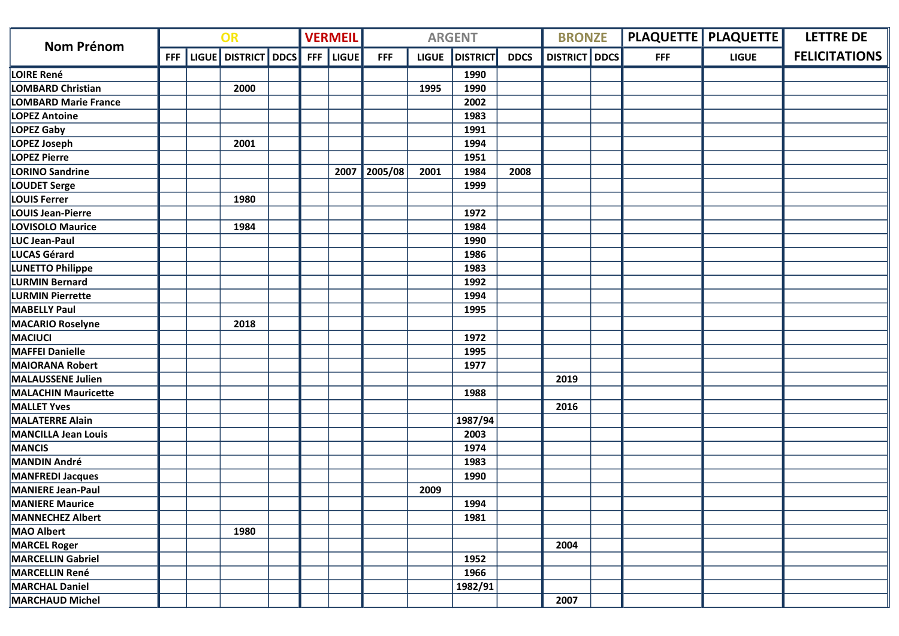| Nom Prénom | OR | | | | VERMEIL | | ARGENT | | | | BRONZE | | PLAQUETTE | PLAQUETTE | LETTRE DE FELICITATIONS |
|---|---|---|---|---|---|---|---|---|---|---|---|---|---|---|---|
| | FFF | LIGUE | DISTRICT | DDCS | FFF | LIGUE | FFF | LIGUE | DISTRICT | DDCS | DISTRICT | DDCS | FFF | LIGUE | |
| LOIRE René | | | | | | | | | 1990 | | | | | | |
| LOMBARD Christian | | | 2000 | | | | | 1995 | 1990 | | | | | | |
| LOMBARD Marie France | | | | | | | | | 2002 | | | | | | |
| LOPEZ Antoine | | | | | | | | | 1983 | | | | | | |
| LOPEZ Gaby | | | | | | | | | 1991 | | | | | | |
| LOPEZ Joseph | | | 2001 | | | | | | 1994 | | | | | | |
| LOPEZ Pierre | | | | | | | | | 1951 | | | | | | |
| LORINO Sandrine | | | | | | 2007 | 2005/08 | 2001 | 1984 | 2008 | | | | | |
| LOUDET Serge | | | | | | | | | 1999 | | | | | | |
| LOUIS Ferrer | | | 1980 | | | | | | | | | | | | |
| LOUIS Jean-Pierre | | | | | | | | | 1972 | | | | | | |
| LOVISOLO Maurice | | | 1984 | | | | | | 1984 | | | | | | |
| LUC Jean-Paul | | | | | | | | | 1990 | | | | | | |
| LUCAS Gérard | | | | | | | | | 1986 | | | | | | |
| LUNETTO Philippe | | | | | | | | | 1983 | | | | | | |
| LURMIN Bernard | | | | | | | | | 1992 | | | | | | |
| LURMIN Pierrette | | | | | | | | | 1994 | | | | | | |
| MABELLY Paul | | | | | | | | | 1995 | | | | | | |
| MACARIO Roselyne | | | 2018 | | | | | | | | | | | | |
| MACIUCI | | | | | | | | | 1972 | | | | | | |
| MAFFEI Danielle | | | | | | | | | 1995 | | | | | | |
| MAIORANA Robert | | | | | | | | | 1977 | | | | | | |
| MALAUSSENE Julien | | | | | | | | | | | 2019 | | | | |
| MALACHIN Mauricette | | | | | | | | | 1988 | | | | | | |
| MALLET Yves | | | | | | | | | | | 2016 | | | | |
| MALATERRE Alain | | | | | | | | | 1987/94 | | | | | | |
| MANCILLA Jean Louis | | | | | | | | | 2003 | | | | | | |
| MANCIS | | | | | | | | | 1974 | | | | | | |
| MANDIN André | | | | | | | | | 1983 | | | | | | |
| MANFREDI Jacques | | | | | | | | | 1990 | | | | | | |
| MANIERE Jean-Paul | | | | | | | | 2009 | | | | | | | |
| MANIERE Maurice | | | | | | | | | 1994 | | | | | | |
| MANNECHEZ Albert | | | | | | | | | 1981 | | | | | | |
| MAO Albert | | | 1980 | | | | | | | | | | | | |
| MARCEL Roger | | | | | | | | | | | 2004 | | | | |
| MARCELLIN Gabriel | | | | | | | | | 1952 | | | | | | |
| MARCELLIN René | | | | | | | | | 1966 | | | | | | |
| MARCHAL Daniel | | | | | | | | | 1982/91 | | | | | | |
| MARCHAUD Michel | | | | | | | | | | | 2007 | | | | |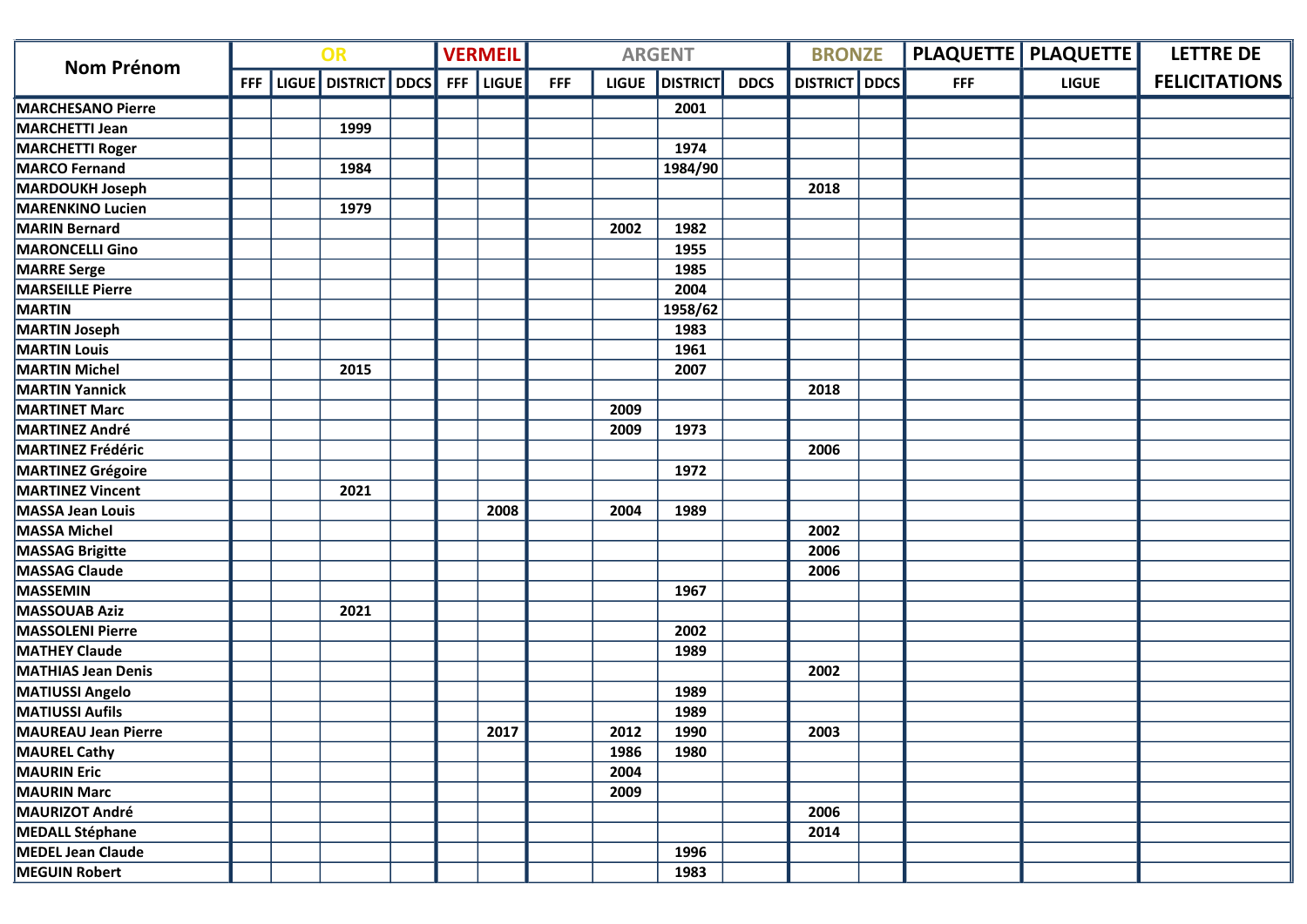| Nom Prénom | OR | | | | VERMEIL | | ARGENT | | | | BRONZE | | PLAQUETTE | PLAQUETTE | LETTRE DE FELICITATIONS |
|---|---|---|---|---|---|---|---|---|---|---|---|---|---|---|---|
| | FFF | LIGUE | DISTRICT | DDCS | FFF | LIGUE | FFF | LIGUE | DISTRICT | DDCS | DISTRICT | DDCS | FFF | LIGUE | |
| MARCHESANO Pierre | | | | | | | | | 2001 | | | | | | |
| MARCHETTI Jean | | | 1999 | | | | | | | | | | | | |
| MARCHETTI Roger | | | | | | | | | 1974 | | | | | | |
| MARCO Fernand | | | 1984 | | | | | | 1984/90 | | | | | | |
| MARDOUKH Joseph | | | | | | | | | | | 2018 | | | | |
| MARENKINO Lucien | | | 1979 | | | | | | | | | | | | |
| MARIN Bernard | | | | | | | | 2002 | 1982 | | | | | | |
| MARONCELLI Gino | | | | | | | | | 1955 | | | | | | |
| MARRE Serge | | | | | | | | | 1985 | | | | | | |
| MARSEILLE Pierre | | | | | | | | | 2004 | | | | | | |
| MARTIN | | | | | | | | | 1958/62 | | | | | | |
| MARTIN Joseph | | | | | | | | | 1983 | | | | | | |
| MARTIN Louis | | | | | | | | | 1961 | | | | | | |
| MARTIN Michel | | | 2015 | | | | | | 2007 | | | | | | |
| MARTIN Yannick | | | | | | | | | | | 2018 | | | | |
| MARTINET Marc | | | | | | | | 2009 | | | | | | | |
| MARTINEZ André | | | | | | | | 2009 | 1973 | | | | | | |
| MARTINEZ Frédéric | | | | | | | | | | | 2006 | | | | |
| MARTINEZ Grégoire | | | | | | | | | 1972 | | | | | | |
| MARTINEZ Vincent | | | 2021 | | | | | | | | | | | | |
| MASSA Jean Louis | | | | | | 2008 | | 2004 | 1989 | | | | | | |
| MASSA Michel | | | | | | | | | | | 2002 | | | | |
| MASSAG Brigitte | | | | | | | | | | | 2006 | | | | |
| MASSAG Claude | | | | | | | | | | | 2006 | | | | |
| MASSEMIN | | | | | | | | | 1967 | | | | | | |
| MASSOUAB Aziz | | | 2021 | | | | | | | | | | | | |
| MASSOLENI Pierre | | | | | | | | | 2002 | | | | | | |
| MATHEY Claude | | | | | | | | | 1989 | | | | | | |
| MATHIAS Jean Denis | | | | | | | | | | | 2002 | | | | |
| MATIUSSI Angelo | | | | | | | | | 1989 | | | | | | |
| MATIUSSI Aufils | | | | | | | | | 1989 | | | | | | |
| MAUREAU Jean Pierre | | | | | | 2017 | | 2012 | 1990 | | 2003 | | | | |
| MAUREL Cathy | | | | | | | | 1986 | 1980 | | | | | | |
| MAURIN Eric | | | | | | | | 2004 | | | | | | | |
| MAURIN Marc | | | | | | | | 2009 | | | | | | | |
| MAURIZOT André | | | | | | | | | | | 2006 | | | | |
| MEDALL Stéphane | | | | | | | | | | | 2014 | | | | |
| MEDEL Jean Claude | | | | | | | | | 1996 | | | | | | |
| MEGUIN Robert | | | | | | | | | 1983 | | | | | | |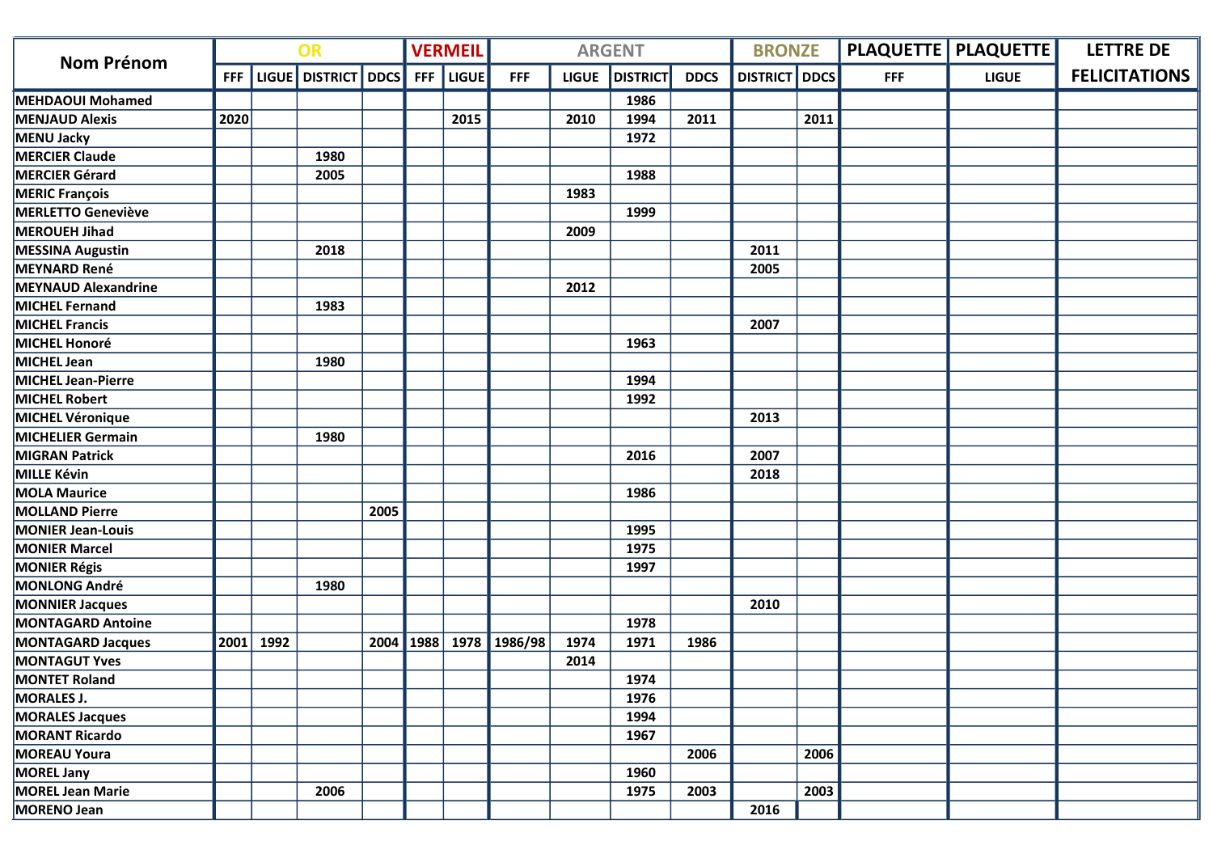| Nom Prénom | OR | | | | VERMEIL | | ARGENT | | | | BRONZE | | PLAQUETTE | PLAQUETTE | LETTRE DE FELICITATIONS |
|---|---|---|---|---|---|---|---|---|---|---|---|---|---|---|---|
| | FFF | LIGUE | DISTRICT | DDCS | FFF | LIGUE | FFF | LIGUE | DISTRICT | DDCS | DISTRICT | DDCS | FFF | LIGUE | |
| MEHDAOUI Mohamed | | | | | | | | | 1986 | | | | | | |
| MENJAUD Alexis | 2020 | | | | | 2015 | | 2010 | 1994 | 2011 | | 2011 | | | |
| MENU Jacky | | | | | | | | | 1972 | | | | | | |
| MERCIER Claude | | | 1980 | | | | | | | | | | | | |
| MERCIER Gérard | | | 2005 | | | | | | 1988 | | | | | | |
| MERIC François | | | | | | | | 1983 | | | | | | | |
| MERLETTO Geneviève | | | | | | | | | 1999 | | | | | | |
| MEROUEH Jihad | | | | | | | | 2009 | | | | | | | |
| MESSINA Augustin | | | 2018 | | | | | | | | 2011 | | | | |
| MEYNARD René | | | | | | | | | | | 2005 | | | | |
| MEYNAUD Alexandrine | | | | | | | | 2012 | | | | | | | |
| MICHEL Fernand | | | 1983 | | | | | | | | | | | | |
| MICHEL Francis | | | | | | | | | | | 2007 | | | | |
| MICHEL Honoré | | | | | | | | | 1963 | | | | | | |
| MICHEL Jean | | | 1980 | | | | | | | | | | | | |
| MICHEL Jean-Pierre | | | | | | | | | 1994 | | | | | | |
| MICHEL Robert | | | | | | | | | 1992 | | | | | | |
| MICHEL Véronique | | | | | | | | | | | 2013 | | | | |
| MICHELIER Germain | | | 1980 | | | | | | | | | | | | |
| MIGRAN Patrick | | | | | | | | | 2016 | | 2007 | | | | |
| MILLE Kévin | | | | | | | | | | | 2018 | | | | |
| MOLA Maurice | | | | | | | | | 1986 | | | | | | |
| MOLLAND Pierre | | | | 2005 | | | | | | | | | | | |
| MONIER Jean-Louis | | | | | | | | | 1995 | | | | | | |
| MONIER Marcel | | | | | | | | | 1975 | | | | | | |
| MONIER Régis | | | | | | | | | 1997 | | | | | | |
| MONLONG André | | | 1980 | | | | | | | | | | | | |
| MONNIER Jacques | | | | | | | | | | | 2010 | | | | |
| MONTAGARD Antoine | | | | | | | | | 1978 | | | | | | |
| MONTAGARD Jacques | 2001 | 1992 | | 2004 | 1988 | 1978 | 1986/98 | 1974 | 1971 | 1986 | | | | | |
| MONTAGUT Yves | | | | | | | | 2014 | | | | | | | |
| MONTET Roland | | | | | | | | | 1974 | | | | | | |
| MORALES J. | | | | | | | | | 1976 | | | | | | |
| MORALES Jacques | | | | | | | | | 1994 | | | | | | |
| MORANT Ricardo | | | | | | | | | 1967 | | | | | | |
| MOREAU Youra | | | | | | | | | | 2006 | | 2006 | | | |
| MOREL Jany | | | | | | | | | 1960 | | | | | | |
| MOREL Jean Marie | | | 2006 | | | | | | 1975 | 2003 | | 2003 | | | |
| MORENO Jean | | | | | | | | | | | 2016 | | | | |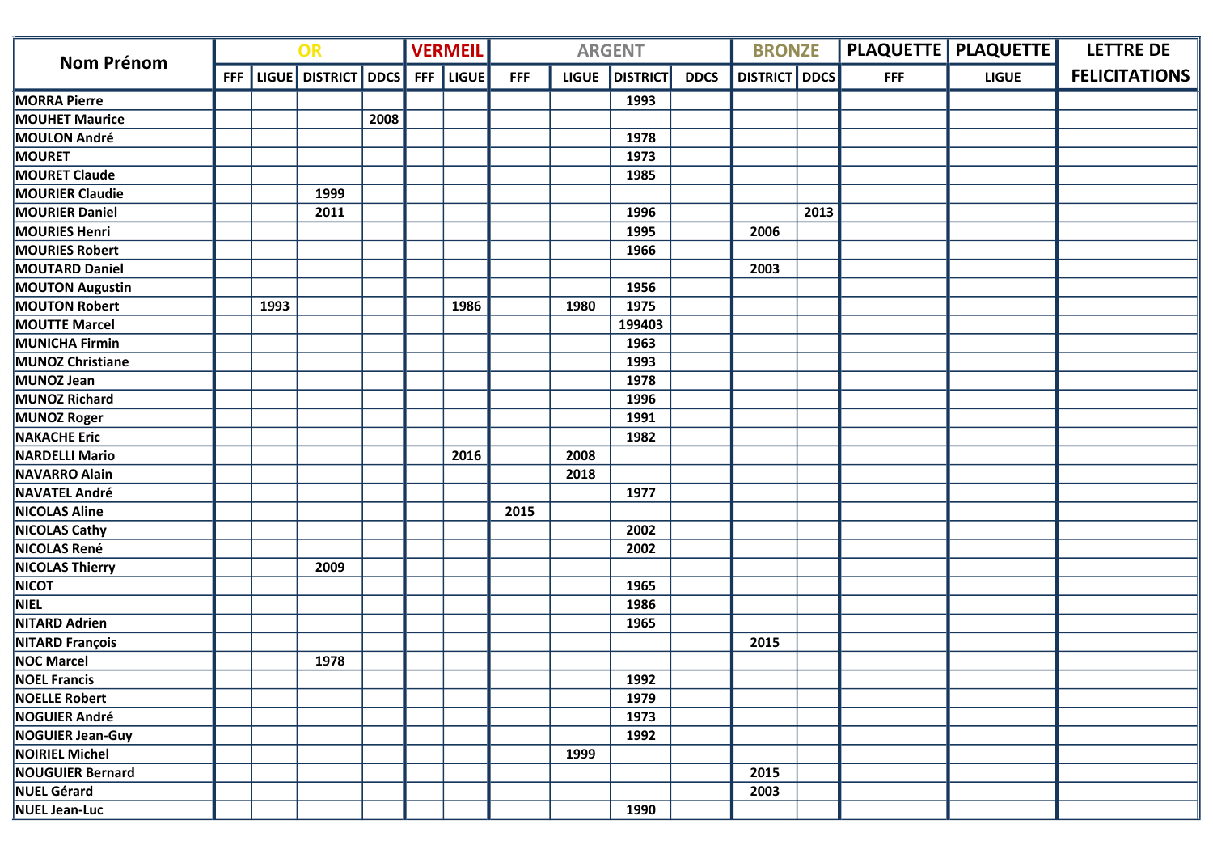| Nom Prénom | OR | | | | VERMEIL | | ARGENT | | | | BRONZE | | PLAQUETTE | PLAQUETTE | LETTRE DE FELICITATIONS |
|---|---|---|---|---|---|---|---|---|---|---|---|---|---|---|---|
| | FFF | LIGUE | DISTRICT | DDCS | FFF | LIGUE | FFF | LIGUE | DISTRICT | DDCS | DISTRICT | DDCS | FFF | LIGUE | |
| MORRA Pierre | | | | | | | | | 1993 | | | | | | |
| MOUHET Maurice | | | | 2008 | | | | | | | | | | | |
| MOULON André | | | | | | | | | 1978 | | | | | | |
| MOURET | | | | | | | | | 1973 | | | | | | |
| MOURET Claude | | | | | | | | | 1985 | | | | | | |
| MOURIER Claudie | | | 1999 | | | | | | | | | | | | |
| MOURIER Daniel | | | 2011 | | | | | | 1996 | | | 2013 | | | |
| MOURIES Henri | | | | | | | | | 1995 | | 2006 | | | | |
| MOURIES Robert | | | | | | | | | 1966 | | | | | | |
| MOUTARD Daniel | | | | | | | | | | | 2003 | | | | |
| MOUTON Augustin | | | | | | | | | 1956 | | | | | | |
| MOUTON Robert | | 1993 | | | | 1986 | | 1980 | 1975 | | | | | | |
| MOUTTE Marcel | | | | | | | | | 199403 | | | | | | |
| MUNICHA Firmin | | | | | | | | | 1963 | | | | | | |
| MUNOZ Christiane | | | | | | | | | 1993 | | | | | | |
| MUNOZ Jean | | | | | | | | | 1978 | | | | | | |
| MUNOZ Richard | | | | | | | | | 1996 | | | | | | |
| MUNOZ Roger | | | | | | | | | 1991 | | | | | | |
| NAKACHE Eric | | | | | | | | | 1982 | | | | | | |
| NARDELLI Mario | | | | | | 2016 | | 2008 | | | | | | | |
| NAVARRO Alain | | | | | | | | 2018 | | | | | | | |
| NAVATEL André | | | | | | | | | 1977 | | | | | | |
| NICOLAS Aline | | | | | | | 2015 | | | | | | | | |
| NICOLAS Cathy | | | | | | | | | 2002 | | | | | | |
| NICOLAS René | | | | | | | | | 2002 | | | | | | |
| NICOLAS Thierry | | | 2009 | | | | | | | | | | | | |
| NICOT | | | | | | | | | 1965 | | | | | | |
| NIEL | | | | | | | | | 1986 | | | | | | |
| NITARD Adrien | | | | | | | | | 1965 | | | | | | |
| NITARD François | | | | | | | | | | | 2015 | | | | |
| NOC Marcel | | | 1978 | | | | | | | | | | | | |
| NOEL Francis | | | | | | | | | 1992 | | | | | | |
| NOELLE Robert | | | | | | | | | 1979 | | | | | | |
| NOGUIER André | | | | | | | | | 1973 | | | | | | |
| NOGUIER Jean-Guy | | | | | | | | | 1992 | | | | | | |
| NOIRIEL Michel | | | | | | | | 1999 | | | | | | | |
| NOUGUIER Bernard | | | | | | | | | | | 2015 | | | | |
| NUEL Gérard | | | | | | | | | | | 2003 | | | | |
| NUEL Jean-Luc | | | | | | | | | 1990 | | | | | | |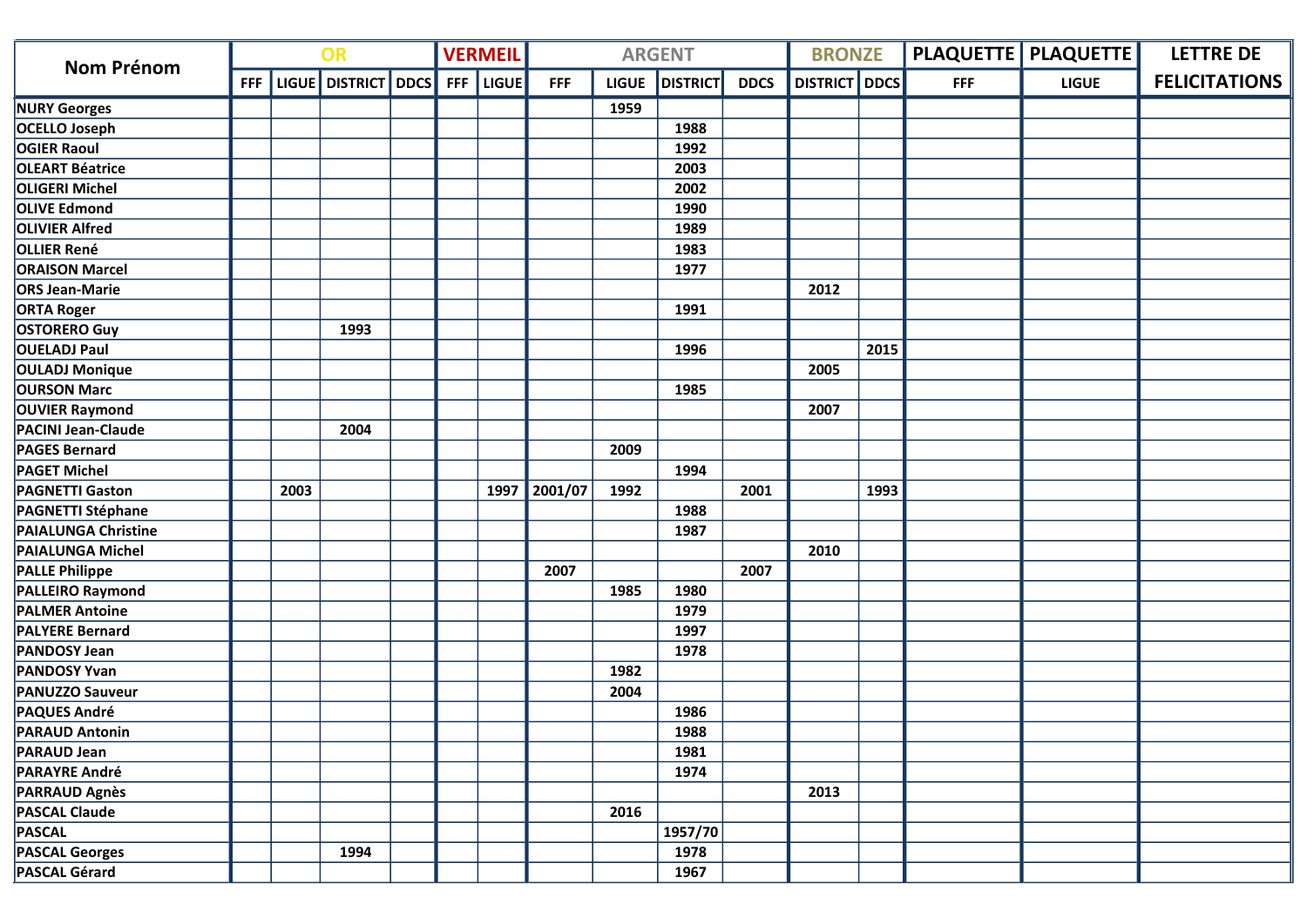| Nom Prénom | OR | | | | VERMEIL | | ARGENT | | | | BRONZE | | PLAQUETTE | PLAQUETTE | LETTRE DE FELICITATIONS |
|---|---|---|---|---|---|---|---|---|---|---|---|---|---|---|---|
| | FFF | LIGUE | DISTRICT | DDCS | FFF | LIGUE | FFF | LIGUE | DISTRICT | DDCS | DISTRICT | DDCS | FFF | LIGUE | |
| NURY Georges | | | | | | | | 1959 | | | | | | | |
| OCELLO Joseph | | | | | | | | | 1988 | | | | | | |
| OGIER Raoul | | | | | | | | | 1992 | | | | | | |
| OLEART Béatrice | | | | | | | | | 2003 | | | | | | |
| OLIGERI Michel | | | | | | | | | 2002 | | | | | | |
| OLIVE Edmond | | | | | | | | | 1990 | | | | | | |
| OLIVIER Alfred | | | | | | | | | 1989 | | | | | | |
| OLLIER René | | | | | | | | | 1983 | | | | | | |
| ORAISON Marcel | | | | | | | | | 1977 | | | | | | |
| ORS Jean-Marie | | | | | | | | | | | 2012 | | | | |
| ORTA Roger | | | | | | | | | 1991 | | | | | | |
| OSTORERO Guy | | | 1993 | | | | | | | | | | | | |
| OUELADJ Paul | | | | | | | | | 1996 | | | 2015 | | | |
| OULADJ Monique | | | | | | | | | | | 2005 | | | | |
| OURSON Marc | | | | | | | | | 1985 | | | | | | |
| OUVIER Raymond | | | | | | | | | | | 2007 | | | | |
| PACINI Jean-Claude | | | 2004 | | | | | | | | | | | | |
| PAGES Bernard | | | | | | | | 2009 | | | | | | | |
| PAGET Michel | | | | | | | | | 1994 | | | | | | |
| PAGNETTI Gaston | | 2003 | | | | 1997 | 2001/07 | 1992 | | 2001 | | 1993 | | | |
| PAGNETTI Stéphane | | | | | | | | | 1988 | | | | | | |
| PAIALUNGA Christine | | | | | | | | | 1987 | | | | | | |
| PAIALUNGA Michel | | | | | | | | | | | 2010 | | | | |
| PALLE Philippe | | | | | | | 2007 | | | 2007 | | | | | |
| PALLEIRO Raymond | | | | | | | | 1985 | 1980 | | | | | | |
| PALMER Antoine | | | | | | | | | 1979 | | | | | | |
| PALYERE Bernard | | | | | | | | | 1997 | | | | | | |
| PANDOSY Jean | | | | | | | | | 1978 | | | | | | |
| PANDOSY Yvan | | | | | | | | 1982 | | | | | | | |
| PANUZZO Sauveur | | | | | | | | 2004 | | | | | | | |
| PAQUES André | | | | | | | | | 1986 | | | | | | |
| PARAUD Antonin | | | | | | | | | 1988 | | | | | | |
| PARAUD Jean | | | | | | | | | 1981 | | | | | | |
| PARAYRE André | | | | | | | | | 1974 | | | | | | |
| PARRAUD Agnès | | | | | | | | | | | 2013 | | | | |
| PASCAL Claude | | | | | | | | 2016 | | | | | | | |
| PASCAL | | | | | | | | | 1957/70 | | | | | | |
| PASCAL Georges | | | 1994 | | | | | | 1978 | | | | | | |
| PASCAL Gérard | | | | | | | | | 1967 | | | | | | |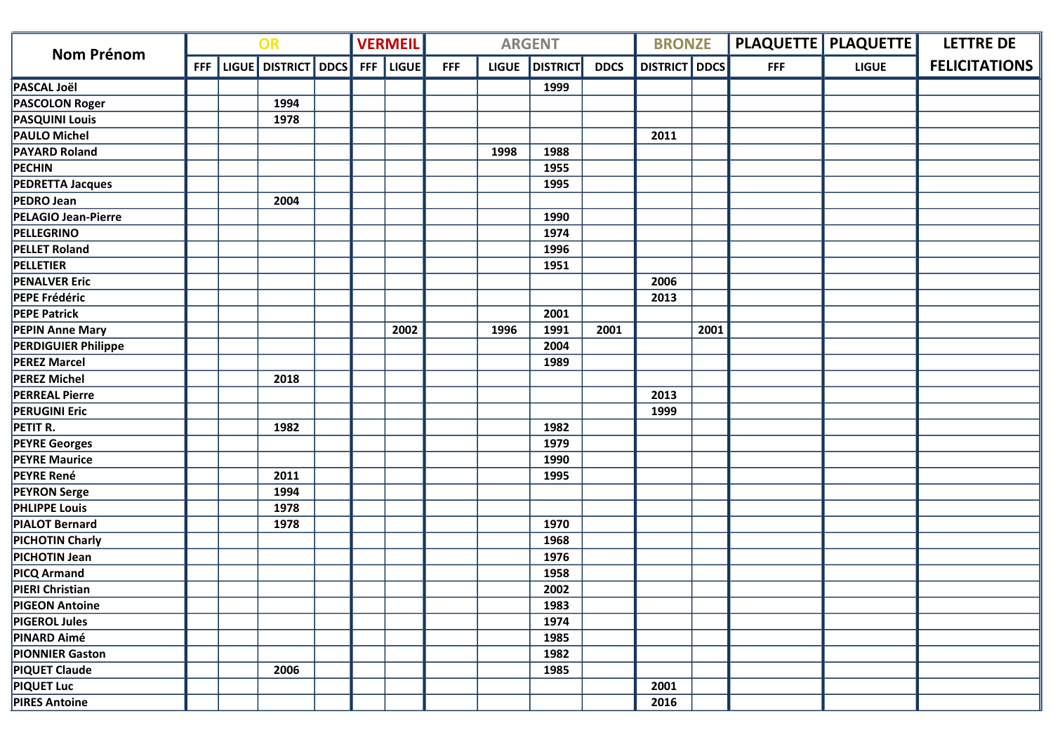| Nom Prénom | OR | | | | VERMEIL | | ARGENT | | | | BRONZE | | PLAQUETTE | PLAQUETTE | LETTRE DE FELICITATIONS |
|---|---|---|---|---|---|---|---|---|---|---|---|---|---|---|---|
| | FFF | LIGUE | DISTRICT | DDCS | FFF | LIGUE | FFF | LIGUE | DISTRICT | DDCS | DISTRICT | DDCS | FFF | LIGUE | |
| PASCAL Joël | | | | | | | | | 1999 | | | | | | |
| PASCOLON Roger | | | 1994 | | | | | | | | | | | | |
| PASQUINI Louis | | | 1978 | | | | | | | | | | | | |
| PAULO Michel | | | | | | | | | | | 2011 | | | | |
| PAYARD Roland | | | | | | | | 1998 | 1988 | | | | | | |
| PECHIN | | | | | | | | | 1955 | | | | | | |
| PEDRETTA Jacques | | | | | | | | | 1995 | | | | | | |
| PEDRO Jean | | | 2004 | | | | | | | | | | | | |
| PELAGIO Jean-Pierre | | | | | | | | | 1990 | | | | | | |
| PELLEGRINO | | | | | | | | | 1974 | | | | | | |
| PELLET Roland | | | | | | | | | 1996 | | | | | | |
| PELLETIER | | | | | | | | | 1951 | | | | | | |
| PENALVER Eric | | | | | | | | | | | 2006 | | | | |
| PEPE Frédéric | | | | | | | | | | | 2013 | | | | |
| PEPE Patrick | | | | | | | | | 2001 | | | | | | |
| PEPIN Anne Mary | | | | | | 2002 | | 1996 | 1991 | 2001 | | 2001 | | | |
| PERDIGUIER Philippe | | | | | | | | | 2004 | | | | | | |
| PEREZ Marcel | | | | | | | | | 1989 | | | | | | |
| PEREZ Michel | | | 2018 | | | | | | | | | | | | |
| PERREAL Pierre | | | | | | | | | | | 2013 | | | | |
| PERUGINI Eric | | | | | | | | | | | 1999 | | | | |
| PETIT R. | | | 1982 | | | | | | 1982 | | | | | | |
| PEYRE Georges | | | | | | | | | 1979 | | | | | | |
| PEYRE Maurice | | | | | | | | | 1990 | | | | | | |
| PEYRE René | | | 2011 | | | | | | 1995 | | | | | | |
| PEYRON Serge | | | 1994 | | | | | | | | | | | | |
| PHLIPPE Louis | | | 1978 | | | | | | | | | | | | |
| PIALOT Bernard | | | 1978 | | | | | | 1970 | | | | | | |
| PICHOTIN Charly | | | | | | | | | 1968 | | | | | | |
| PICHOTIN Jean | | | | | | | | | 1976 | | | | | | |
| PICQ Armand | | | | | | | | | 1958 | | | | | | |
| PIERI Christian | | | | | | | | | 2002 | | | | | | |
| PIGEON Antoine | | | | | | | | | 1983 | | | | | | |
| PIGEROL Jules | | | | | | | | | 1974 | | | | | | |
| PINARD Aimé | | | | | | | | | 1985 | | | | | | |
| PIONNIER Gaston | | | | | | | | | 1982 | | | | | | |
| PIQUET Claude | | | 2006 | | | | | | 1985 | | | | | | |
| PIQUET Luc | | | | | | | | | | | 2001 | | | | |
| PIRES Antoine | | | | | | | | | | | 2016 | | | | |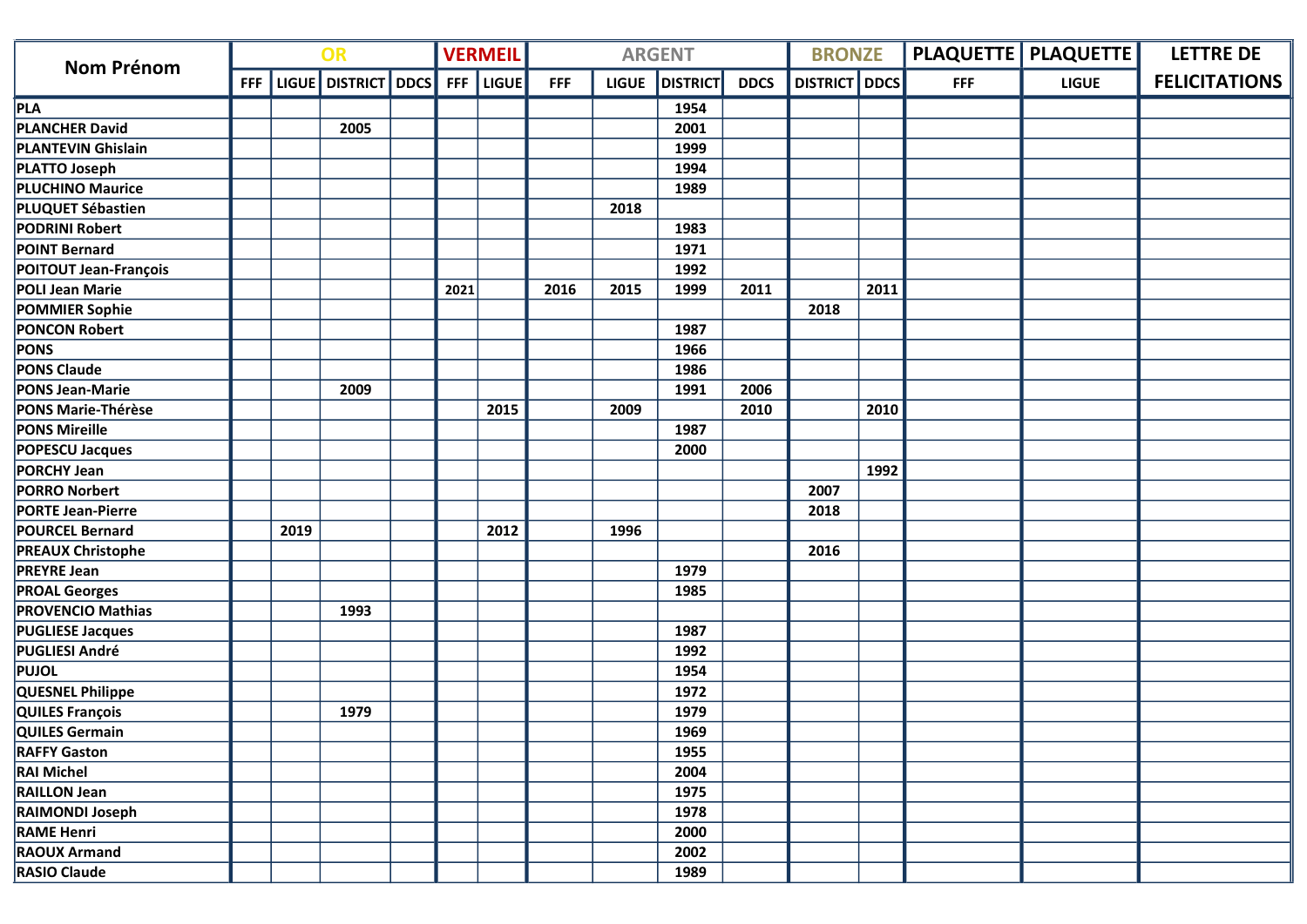| Nom Prénom | OR | | | | VERMEIL | | ARGENT | | | | BRONZE | | PLAQUETTE | PLAQUETTE | LETTRE DE FELICITATIONS |
|---|---|---|---|---|---|---|---|---|---|---|---|---|---|---|---|
| | FFF | LIGUE | DISTRICT | DDCS | FFF | LIGUE | FFF | LIGUE | DISTRICT | DDCS | DISTRICT | DDCS | FFF | LIGUE | |
| PLA | | | | | | | | | 1954 | | | | | | |
| PLANCHER David | | | 2005 | | | | | | 2001 | | | | | | |
| PLANTEVIN Ghislain | | | | | | | | | 1999 | | | | | | |
| PLATTO Joseph | | | | | | | | | 1994 | | | | | | |
| PLUCHINO Maurice | | | | | | | | | 1989 | | | | | | |
| PLUQUET Sébastien | | | | | | | | 2018 | | | | | | | |
| PODRINI Robert | | | | | | | | | 1983 | | | | | | |
| POINT Bernard | | | | | | | | | 1971 | | | | | | |
| POITOUT Jean-François | | | | | | | | | 1992 | | | | | | |
| POLI Jean Marie | | | | | 2021 | | 2016 | 2015 | 1999 | 2011 | | 2011 | | | |
| POMMIER Sophie | | | | | | | | | | | 2018 | | | | |
| PONCON Robert | | | | | | | | | 1987 | | | | | | |
| PONS | | | | | | | | | 1966 | | | | | | |
| PONS Claude | | | | | | | | | 1986 | | | | | | |
| PONS Jean-Marie | | | 2009 | | | | | | 1991 | 2006 | | | | | |
| PONS Marie-Thérèse | | | | | | 2015 | | 2009 | | 2010 | | 2010 | | | |
| PONS Mireille | | | | | | | | | 1987 | | | | | | |
| POPESCU Jacques | | | | | | | | | 2000 | | | | | | |
| PORCHY Jean | | | | | | | | | | | | 1992 | | | |
| PORRO Norbert | | | | | | | | | | | 2007 | | | | |
| PORTE Jean-Pierre | | | | | | | | | | | 2018 | | | | |
| POURCEL Bernard | | 2019 | | | | 2012 | | 1996 | | | | | | | |
| PREAUX Christophe | | | | | | | | | | | 2016 | | | | |
| PREYRE Jean | | | | | | | | | 1979 | | | | | | |
| PROAL Georges | | | | | | | | | 1985 | | | | | | |
| PROVENCIO Mathias | | | 1993 | | | | | | | | | | | | |
| PUGLIESE Jacques | | | | | | | | | 1987 | | | | | | |
| PUGLIESI André | | | | | | | | | 1992 | | | | | | |
| PUJOL | | | | | | | | | 1954 | | | | | | |
| QUESNEL Philippe | | | | | | | | | 1972 | | | | | | |
| QUILES François | | | 1979 | | | | | | 1979 | | | | | | |
| QUILES Germain | | | | | | | | | 1969 | | | | | | |
| RAFFY Gaston | | | | | | | | | 1955 | | | | | | |
| RAI Michel | | | | | | | | | 2004 | | | | | | |
| RAILLON Jean | | | | | | | | | 1975 | | | | | | |
| RAIMONDI Joseph | | | | | | | | | 1978 | | | | | | |
| RAME Henri | | | | | | | | | 2000 | | | | | | |
| RAOUX Armand | | | | | | | | | 2002 | | | | | | |
| RASIO Claude | | | | | | | | | 1989 | | | | | | |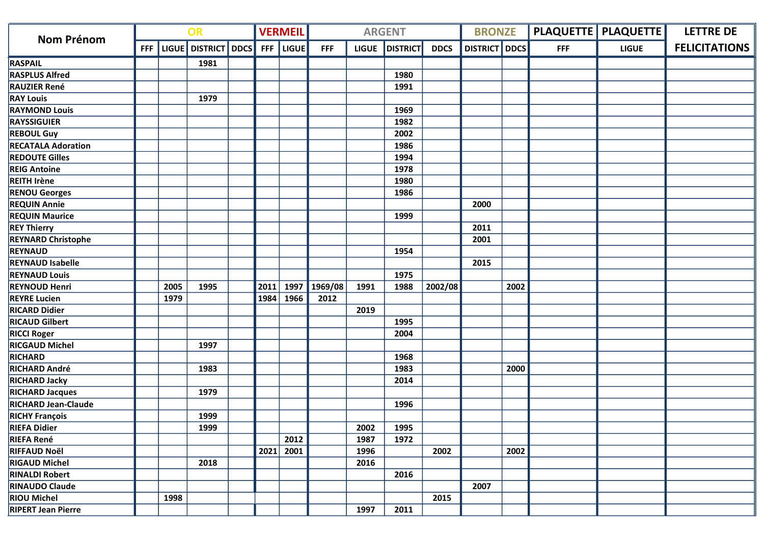| Nom Prénom | OR | | | | VERMEIL | | ARGENT | | | | BRONZE | | PLAQUETTE | PLAQUETTE | LETTRE DE FELICITATIONS |
|---|---|---|---|---|---|---|---|---|---|---|---|---|---|---|---|
| | FFF | LIGUE | DISTRICT | DDCS | FFF | LIGUE | FFF | LIGUE | DISTRICT | DDCS | DISTRICT | DDCS | FFF | LIGUE | |
| RASPAIL | | | 1981 | | | | | | | | | | | | |
| RASPLUS Alfred | | | | | | | | | 1980 | | | | | | |
| RAUZIER René | | | | | | | | | 1991 | | | | | | |
| RAY Louis | | | 1979 | | | | | | | | | | | | |
| RAYMOND Louis | | | | | | | | | 1969 | | | | | | |
| RAYSSIGUIER | | | | | | | | | 1982 | | | | | | |
| REBOUL Guy | | | | | | | | | 2002 | | | | | | |
| RECATALA Adoration | | | | | | | | | 1986 | | | | | | |
| REDOUTE Gilles | | | | | | | | | 1994 | | | | | | |
| REIG Antoine | | | | | | | | | 1978 | | | | | | |
| REITH Irène | | | | | | | | | 1980 | | | | | | |
| RENOU Georges | | | | | | | | | 1986 | | | | | | |
| REQUIN Annie | | | | | | | | | | | 2000 | | | | |
| REQUIN Maurice | | | | | | | | | 1999 | | | | | | |
| REY Thierry | | | | | | | | | | | 2011 | | | | |
| REYNARD Christophe | | | | | | | | | | | 2001 | | | | |
| REYNAUD | | | | | | | | | 1954 | | | | | | |
| REYNAUD Isabelle | | | | | | | | | | | 2015 | | | | |
| REYNAUD Louis | | | | | | | | | 1975 | | | | | | |
| REYNOUD Henri | | 2005 | 1995 | | 2011 | 1997 | 1969/08 | 1991 | 1988 | 2002/08 | | 2002 | | | |
| REYRE Lucien | | 1979 | | | 1984 | 1966 | 2012 | | | | | | | | |
| RICARD Didier | | | | | | | | 2019 | | | | | | | |
| RICAUD Gilbert | | | | | | | | | 1995 | | | | | | |
| RICCI Roger | | | | | | | | | 2004 | | | | | | |
| RICGAUD Michel | | | 1997 | | | | | | | | | | | | |
| RICHARD | | | | | | | | | 1968 | | | | | | |
| RICHARD André | | | 1983 | | | | | | 1983 | | | 2000 | | | |
| RICHARD Jacky | | | | | | | | | 2014 | | | | | | |
| RICHARD Jacques | | | 1979 | | | | | | | | | | | | |
| RICHARD Jean-Claude | | | | | | | | | 1996 | | | | | | |
| RICHY François | | | 1999 | | | | | | | | | | | | |
| RIEFA Didier | | | 1999 | | | | | 2002 | 1995 | | | | | | |
| RIEFA René | | | | | | 2012 | | 1987 | 1972 | | | | | | |
| RIFFAUD Noël | | | | | 2021 | 2001 | | 1996 | | 2002 | | 2002 | | | |
| RIGAUD Michel | | | 2018 | | | | | 2016 | | | | | | | |
| RINALDI Robert | | | | | | | | | 2016 | | | | | | |
| RINAUDO Claude | | | | | | | | | | | 2007 | | | | |
| RIOU Michel | | 1998 | | | | | | | | 2015 | | | | | |
| RIPERT Jean Pierre | | | | | | | | 1997 | 2011 | | | | | | |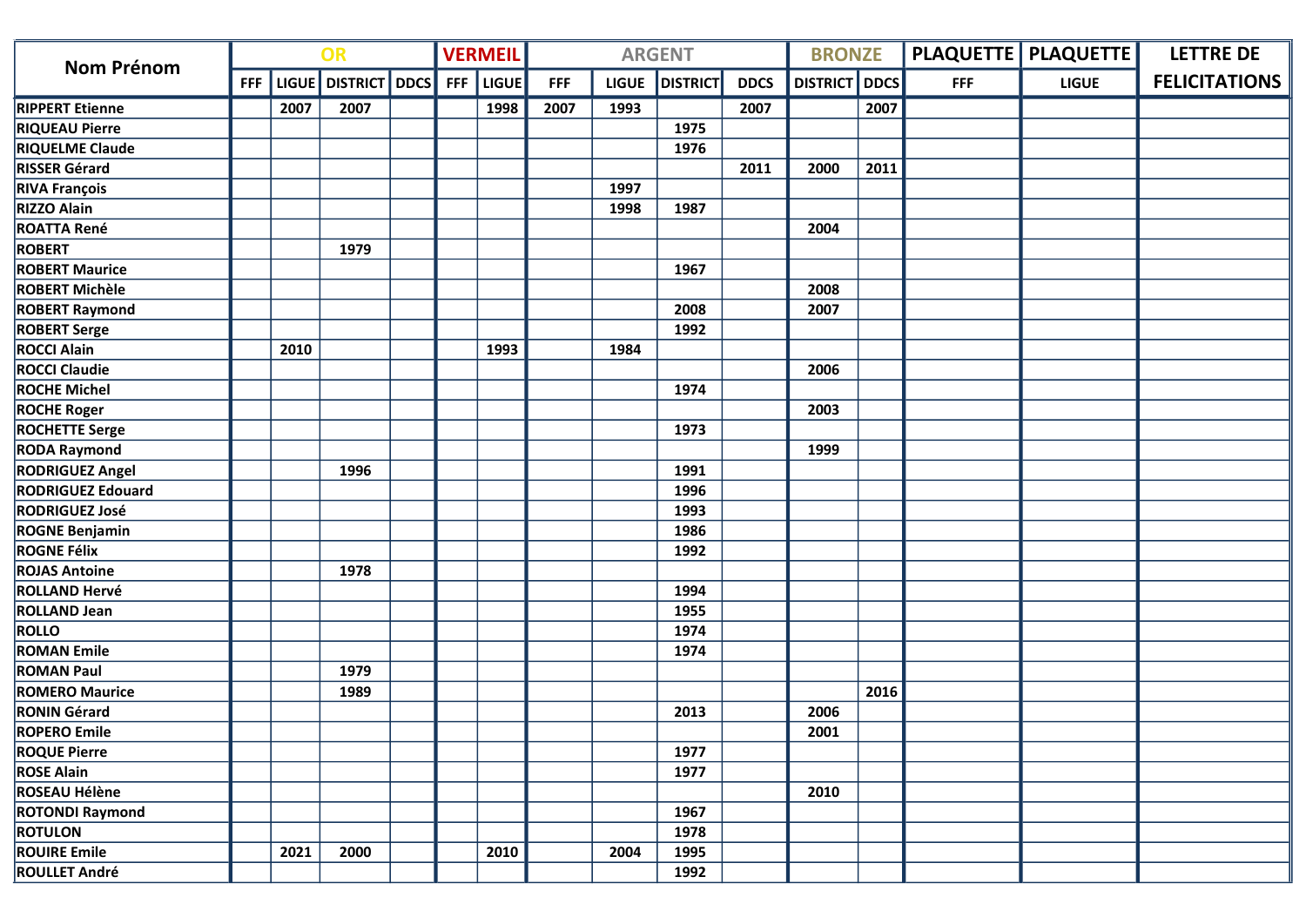| Nom Prénom | OR | | | | VERMEIL | | ARGENT | | | | BRONZE | | PLAQUETTE | PLAQUETTE | LETTRE DE FELICITATIONS |
|---|---|---|---|---|---|---|---|---|---|---|---|---|---|---|---|
| | FFF | LIGUE | DISTRICT | DDCS | FFF | LIGUE | FFF | LIGUE | DISTRICT | DDCS | DISTRICT | DDCS | FFF | LIGUE | |
| RIPPERT Etienne | | 2007 | 2007 | | | 1998 | 2007 | 1993 | | 2007 | | 2007 | | | |
| RIQUEAU Pierre | | | | | | | | | 1975 | | | | | | |
| RIQUELME Claude | | | | | | | | | 1976 | | | | | | |
| RISSER Gérard | | | | | | | | | | 2011 | 2000 | 2011 | | | |
| RIVA François | | | | | | | | 1997 | | | | | | | |
| RIZZO Alain | | | | | | | | 1998 | 1987 | | | | | | |
| ROATTA René | | | | | | | | | | | 2004 | | | | |
| ROBERT | | | 1979 | | | | | | | | | | | | |
| ROBERT Maurice | | | | | | | | | 1967 | | | | | | |
| ROBERT Michèle | | | | | | | | | | | 2008 | | | | |
| ROBERT Raymond | | | | | | | | | 2008 | | 2007 | | | | |
| ROBERT Serge | | | | | | | | | 1992 | | | | | | |
| ROCCI Alain | | 2010 | | | | 1993 | | 1984 | | | | | | | |
| ROCCI Claudie | | | | | | | | | | | 2006 | | | | |
| ROCHE Michel | | | | | | | | | 1974 | | | | | | |
| ROCHE Roger | | | | | | | | | | | 2003 | | | | |
| ROCHETTE Serge | | | | | | | | | 1973 | | | | | | |
| RODA Raymond | | | | | | | | | | | 1999 | | | | |
| RODRIGUEZ Angel | | | 1996 | | | | | | 1991 | | | | | | |
| RODRIGUEZ Edouard | | | | | | | | | 1996 | | | | | | |
| RODRIGUEZ José | | | | | | | | | 1993 | | | | | | |
| ROGNE Benjamin | | | | | | | | | 1986 | | | | | | |
| ROGNE Félix | | | | | | | | | 1992 | | | | | | |
| ROJAS Antoine | | | 1978 | | | | | | | | | | | | |
| ROLLAND Hervé | | | | | | | | | 1994 | | | | | | |
| ROLLAND Jean | | | | | | | | | 1955 | | | | | | |
| ROLLO | | | | | | | | | 1974 | | | | | | |
| ROMAN Emile | | | | | | | | | 1974 | | | | | | |
| ROMAN Paul | | | 1979 | | | | | | | | | | | | |
| ROMERO Maurice | | | 1989 | | | | | | | | | 2016 | | | |
| RONIN Gérard | | | | | | | | | 2013 | | 2006 | | | | |
| ROPERO Emile | | | | | | | | | | | 2001 | | | | |
| ROQUE Pierre | | | | | | | | | 1977 | | | | | | |
| ROSE Alain | | | | | | | | | 1977 | | | | | | |
| ROSEAU Hélène | | | | | | | | | | | 2010 | | | | |
| ROTONDI Raymond | | | | | | | | | 1967 | | | | | | |
| ROTULON | | | | | | | | | 1978 | | | | | | |
| ROUIRE Emile | | 2021 | 2000 | | | 2010 | | 2004 | 1995 | | | | | | |
| ROULLET André | | | | | | | | | 1992 | | | | | | |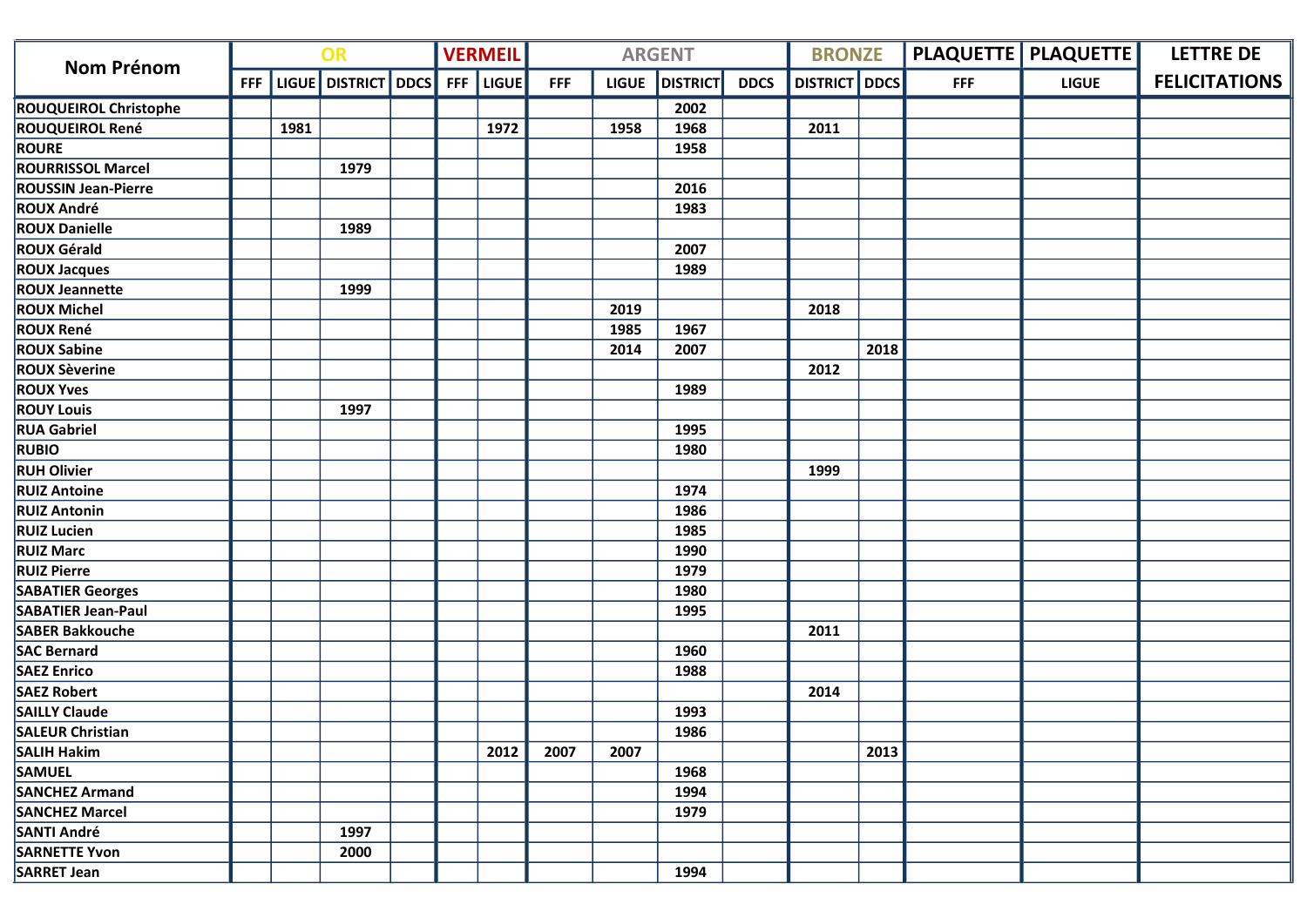| Nom Prénom | OR | | | | VERMEIL | | ARGENT | | | | BRONZE | | PLAQUETTE | PLAQUETTE | LETTRE DE FELICITATIONS |
|---|---|---|---|---|---|---|---|---|---|---|---|---|---|---|---|
| | FFF | LIGUE | DISTRICT | DDCS | FFF | LIGUE | FFF | LIGUE | DISTRICT | DDCS | DISTRICT | DDCS | FFF | LIGUE | |
| ROUQUEIROL Christophe | | | | | | | | | 2002 | | | | | | |
| ROUQUEIROL René | | 1981 | | | | 1972 | | 1958 | 1968 | | 2011 | | | | |
| ROURE | | | | | | | | | 1958 | | | | | | |
| ROURRISSOL Marcel | | | 1979 | | | | | | | | | | | | |
| ROUSSIN Jean-Pierre | | | | | | | | | 2016 | | | | | | |
| ROUX André | | | | | | | | | 1983 | | | | | | |
| ROUX Danielle | | | 1989 | | | | | | | | | | | | |
| ROUX Gérald | | | | | | | | | 2007 | | | | | | |
| ROUX Jacques | | | | | | | | | 1989 | | | | | | |
| ROUX Jeannette | | | 1999 | | | | | | | | | | | | |
| ROUX Michel | | | | | | | | 2019 | | | 2018 | | | | |
| ROUX René | | | | | | | | 1985 | 1967 | | | | | | |
| ROUX Sabine | | | | | | | | 2014 | 2007 | | | 2018 | | | |
| ROUX Sèverine | | | | | | | | | | | 2012 | | | | |
| ROUX Yves | | | | | | | | | 1989 | | | | | | |
| ROUY Louis | | | 1997 | | | | | | | | | | | | |
| RUA Gabriel | | | | | | | | | 1995 | | | | | | |
| RUBIO | | | | | | | | | 1980 | | | | | | |
| RUH Olivier | | | | | | | | | | | 1999 | | | | |
| RUIZ Antoine | | | | | | | | | 1974 | | | | | | |
| RUIZ Antonin | | | | | | | | | 1986 | | | | | | |
| RUIZ Lucien | | | | | | | | | 1985 | | | | | | |
| RUIZ Marc | | | | | | | | | 1990 | | | | | | |
| RUIZ Pierre | | | | | | | | | 1979 | | | | | | |
| SABATIER Georges | | | | | | | | | 1980 | | | | | | |
| SABATIER Jean-Paul | | | | | | | | | 1995 | | | | | | |
| SABER Bakkouche | | | | | | | | | | | 2011 | | | | |
| SAC Bernard | | | | | | | | | 1960 | | | | | | |
| SAEZ Enrico | | | | | | | | | 1988 | | | | | | |
| SAEZ Robert | | | | | | | | | | | 2014 | | | | |
| SAILLY Claude | | | | | | | | | 1993 | | | | | | |
| SALEUR Christian | | | | | | | | | 1986 | | | | | | |
| SALIH Hakim | | | | | | 2012 | 2007 | 2007 | | | | 2013 | | | |
| SAMUEL | | | | | | | | | 1968 | | | | | | |
| SANCHEZ Armand | | | | | | | | | 1994 | | | | | | |
| SANCHEZ Marcel | | | | | | | | | 1979 | | | | | | |
| SANTI André | | | 1997 | | | | | | | | | | | | |
| SARNETTE Yvon | | | 2000 | | | | | | | | | | | | |
| SARRET Jean | | | | | | | | | 1994 | | | | | | |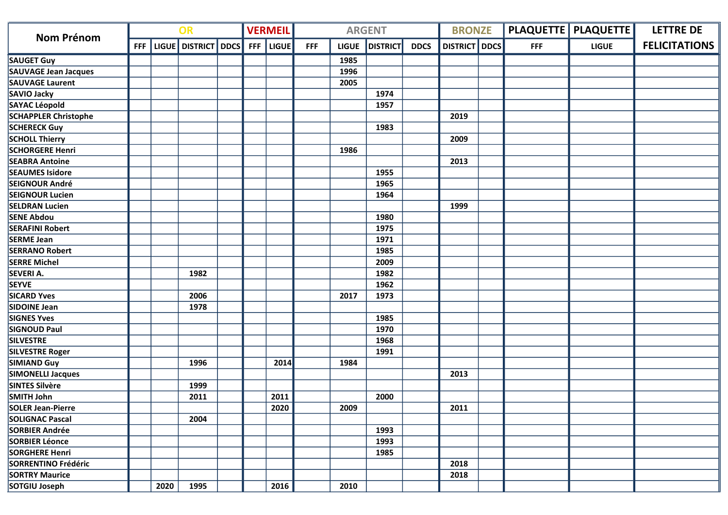| Nom Prénom | OR | | | | VERMEIL | | ARGENT | | | | BRONZE | | PLAQUETTE | PLAQUETTE | LETTRE DE FELICITATIONS |
|---|---|---|---|---|---|---|---|---|---|---|---|---|---|---|---|
| | FFF | LIGUE | DISTRICT | DDCS | FFF | LIGUE | FFF | LIGUE | DISTRICT | DDCS | DISTRICT | DDCS | FFF | LIGUE | |
| SAUGET Guy | | | | | | | | 1985 | | | | | | | |
| SAUVAGE Jean Jacques | | | | | | | | 1996 | | | | | | | |
| SAUVAGE Laurent | | | | | | | | 2005 | | | | | | | |
| SAVIO Jacky | | | | | | | | | 1974 | | | | | | |
| SAYAC Léopold | | | | | | | | | 1957 | | | | | | |
| SCHAPPLER Christophe | | | | | | | | | | | 2019 | | | | |
| SCHERECK Guy | | | | | | | | | 1983 | | | | | | |
| SCHOLL Thierry | | | | | | | | | | | 2009 | | | | |
| SCHORGERE Henri | | | | | | | | 1986 | | | | | | | |
| SEABRA Antoine | | | | | | | | | | | 2013 | | | | |
| SEAUMES Isidore | | | | | | | | | 1955 | | | | | | |
| SEIGNOUR André | | | | | | | | | 1965 | | | | | | |
| SEIGNOUR Lucien | | | | | | | | | 1964 | | | | | | |
| SELDRAN Lucien | | | | | | | | | | | 1999 | | | | |
| SENE Abdou | | | | | | | | | 1980 | | | | | | |
| SERAFINI Robert | | | | | | | | | 1975 | | | | | | |
| SERME Jean | | | | | | | | | 1971 | | | | | | |
| SERRANO Robert | | | | | | | | | 1985 | | | | | | |
| SERRE Michel | | | | | | | | | 2009 | | | | | | |
| SEVERI A. | | | 1982 | | | | | | 1982 | | | | | | |
| SEYVE | | | | | | | | | 1962 | | | | | | |
| SICARD Yves | | | 2006 | | | | | 2017 | 1973 | | | | | | |
| SIDOINE Jean | | | 1978 | | | | | | | | | | | | |
| SIGNES Yves | | | | | | | | | 1985 | | | | | | |
| SIGNOUD Paul | | | | | | | | | 1970 | | | | | | |
| SILVESTRE | | | | | | | | | 1968 | | | | | | |
| SILVESTRE Roger | | | | | | | | | 1991 | | | | | | |
| SIMIAND Guy | | | 1996 | | | 2014 | | 1984 | | | | | | | |
| SIMONELLI Jacques | | | | | | | | | | | 2013 | | | | |
| SINTES Silvère | | | 1999 | | | | | | | | | | | | |
| SMITH John | | | 2011 | | | 2011 | | | 2000 | | | | | | |
| SOLER Jean-Pierre | | | | | | 2020 | | 2009 | | | 2011 | | | | |
| SOLIGNAC Pascal | | | 2004 | | | | | | | | | | | | |
| SORBIER Andrée | | | | | | | | | 1993 | | | | | | |
| SORBIER Léonce | | | | | | | | | 1993 | | | | | | |
| SORGHERE Henri | | | | | | | | | 1985 | | | | | | |
| SORRENTINO Frédéric | | | | | | | | | | | 2018 | | | | |
| SORTRY Maurice | | | | | | | | | | | 2018 | | | | |
| SOTGIU Joseph | | 2020 | 1995 | | | 2016 | | 2010 | | | | | | | |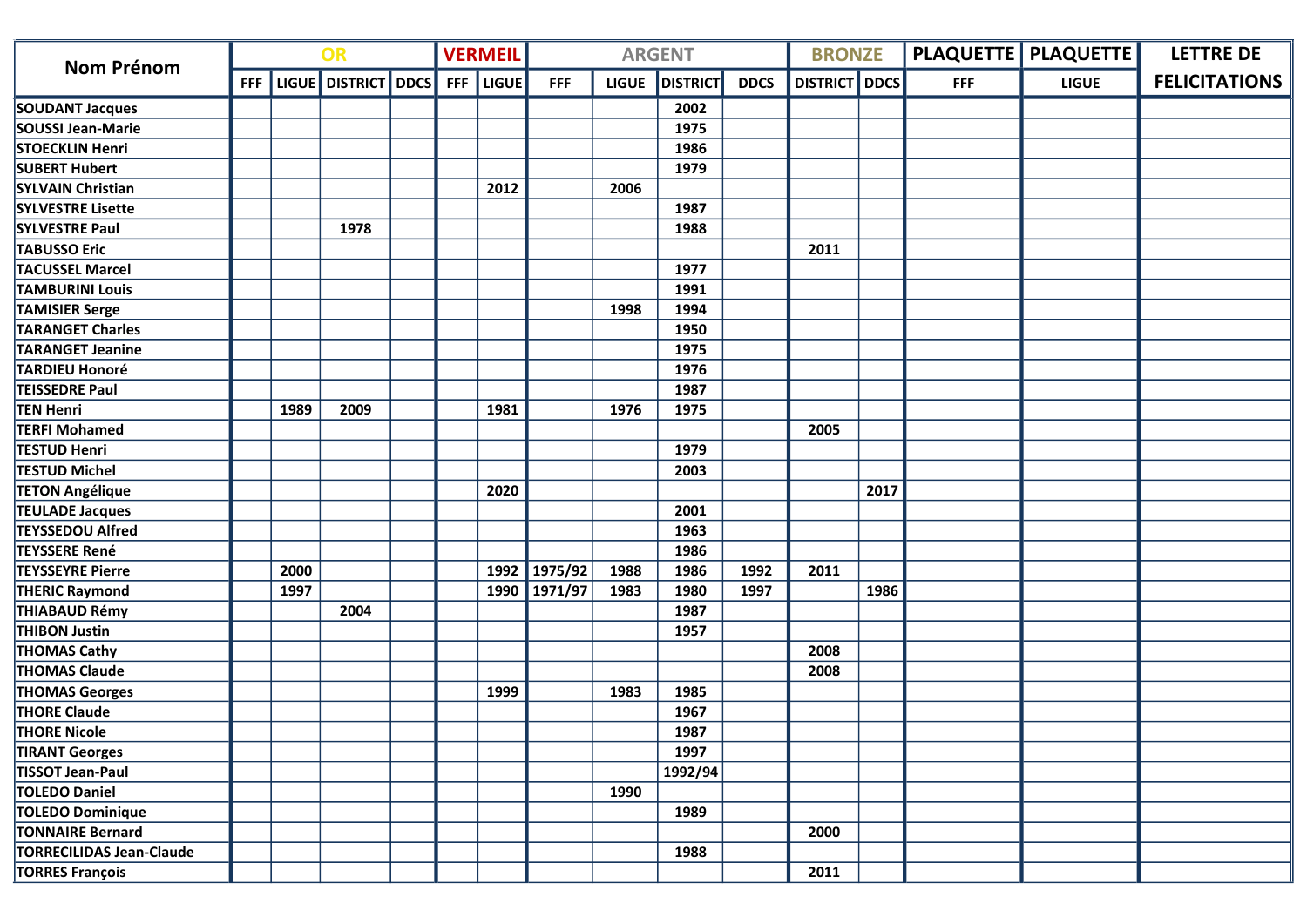| Nom Prénom | OR | | | | VERMEIL | | ARGENT | | | | BRONZE | | PLAQUETTE | PLAQUETTE | LETTRE DE FELICITATIONS |
|---|---|---|---|---|---|---|---|---|---|---|---|---|---|---|---|
| | FFF | LIGUE | DISTRICT | DDCS | FFF | LIGUE | FFF | LIGUE | DISTRICT | DDCS | DISTRICT | DDCS | FFF | LIGUE | |
| SOUDANT Jacques | | | | | | | | | 2002 | | | | | | |
| SOUSSI Jean-Marie | | | | | | | | | 1975 | | | | | | |
| STOECKLIN Henri | | | | | | | | | 1986 | | | | | | |
| SUBERT Hubert | | | | | | | | | 1979 | | | | | | |
| SYLVAIN Christian | | | | | | 2012 | | 2006 | | | | | | | |
| SYLVESTRE Lisette | | | | | | | | | 1987 | | | | | | |
| SYLVESTRE Paul | | | 1978 | | | | | | 1988 | | | | | | |
| TABUSSO Eric | | | | | | | | | | | 2011 | | | | |
| TACUSSEL Marcel | | | | | | | | | 1977 | | | | | | |
| TAMBURINI Louis | | | | | | | | | 1991 | | | | | | |
| TAMISIER Serge | | | | | | | | 1998 | 1994 | | | | | | |
| TARANGET Charles | | | | | | | | | 1950 | | | | | | |
| TARANGET Jeanine | | | | | | | | | 1975 | | | | | | |
| TARDIEU Honoré | | | | | | | | | 1976 | | | | | | |
| TEISSEDRE Paul | | | | | | | | | 1987 | | | | | | |
| TEN Henri | | 1989 | 2009 | | | 1981 | | 1976 | 1975 | | | | | | |
| TERFI Mohamed | | | | | | | | | | | 2005 | | | | |
| TESTUD Henri | | | | | | | | | 1979 | | | | | | |
| TESTUD Michel | | | | | | | | | 2003 | | | | | | |
| TETON Angélique | | | | | | 2020 | | | | | | 2017 | | | |
| TEULADE Jacques | | | | | | | | | 2001 | | | | | | |
| TEYSSEDOU Alfred | | | | | | | | | 1963 | | | | | | |
| TEYSSERE René | | | | | | | | | 1986 | | | | | | |
| TEYSSEYRE Pierre | | 2000 | | | | 1992 | 1975/92 | 1988 | 1986 | 1992 | 2011 | | | | |
| THERIC Raymond | | 1997 | | | | 1990 | 1971/97 | 1983 | 1980 | 1997 | | 1986 | | | |
| THIABAUD Rémy | | | 2004 | | | | | | 1987 | | | | | | |
| THIBON Justin | | | | | | | | | 1957 | | | | | | |
| THOMAS Cathy | | | | | | | | | | | 2008 | | | | |
| THOMAS Claude | | | | | | | | | | | 2008 | | | | |
| THOMAS Georges | | | | | | 1999 | | 1983 | 1985 | | | | | | |
| THORE Claude | | | | | | | | | 1967 | | | | | | |
| THORE Nicole | | | | | | | | | 1987 | | | | | | |
| TIRANT Georges | | | | | | | | | 1997 | | | | | | |
| TISSOT Jean-Paul | | | | | | | | | 1992/94 | | | | | | |
| TOLEDO Daniel | | | | | | | | 1990 | | | | | | | |
| TOLEDO Dominique | | | | | | | | | 1989 | | | | | | |
| TONNAIRE Bernard | | | | | | | | | | | 2000 | | | | |
| TORRECILIDAS Jean-Claude | | | | | | | | | 1988 | | | | | | |
| TORRES François | | | | | | | | | | | 2011 | | | | |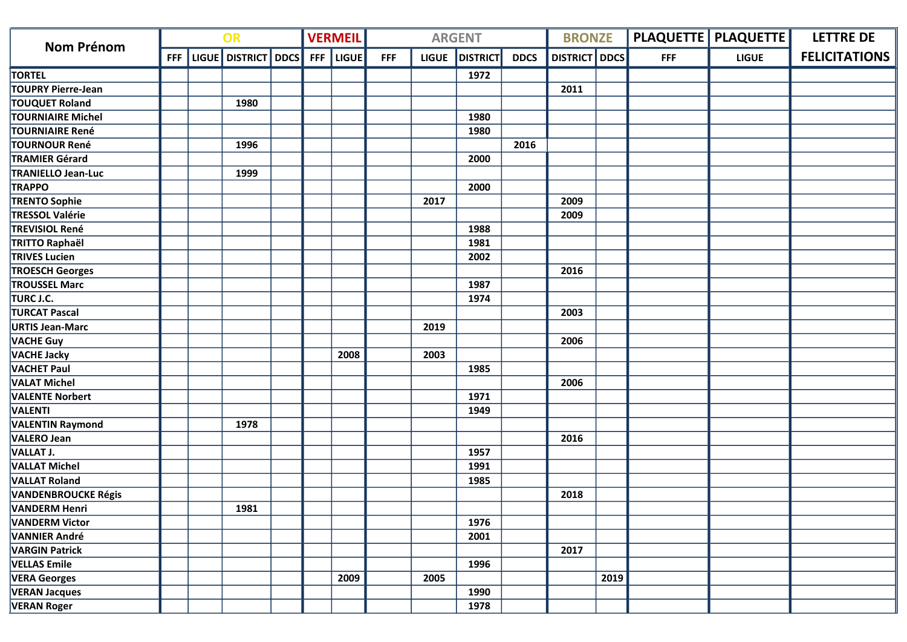| Nom Prénom | OR | | | | VERMEIL | | ARGENT | | | | BRONZE | | PLAQUETTE | PLAQUETTE | LETTRE DE FELICITATIONS |
|---|---|---|---|---|---|---|---|---|---|---|---|---|---|---|---|
| | FFF | LIGUE | DISTRICT | DDCS | FFF | LIGUE | FFF | LIGUE | DISTRICT | DDCS | DISTRICT | DDCS | FFF | LIGUE | |
| TORTEL | | | | | | | | | 1972 | | | | | | |
| TOUPRY Pierre-Jean | | | | | | | | | | | 2011 | | | | |
| TOUQUET Roland | | | 1980 | | | | | | | | | | | | |
| TOURNIAIRE Michel | | | | | | | | | 1980 | | | | | | |
| TOURNIAIRE René | | | | | | | | | 1980 | | | | | | |
| TOURNOUR René | | | 1996 | | | | | | | 2016 | | | | | |
| TRAMIER Gérard | | | | | | | | | 2000 | | | | | | |
| TRANIELLO Jean-Luc | | | 1999 | | | | | | | | | | | | |
| TRAPPO | | | | | | | | | 2000 | | | | | | |
| TRENTO Sophie | | | | | | | | 2017 | | | 2009 | | | | |
| TRESSOL Valérie | | | | | | | | | | | 2009 | | | | |
| TREVISIOL René | | | | | | | | | 1988 | | | | | | |
| TRITTO Raphaël | | | | | | | | | 1981 | | | | | | |
| TRIVES Lucien | | | | | | | | | 2002 | | | | | | |
| TROESCH Georges | | | | | | | | | | | 2016 | | | | |
| TROUSSEL Marc | | | | | | | | | 1987 | | | | | | |
| TURC J.C. | | | | | | | | | 1974 | | | | | | |
| TURCAT Pascal | | | | | | | | | | | 2003 | | | | |
| URTIS Jean-Marc | | | | | | | | 2019 | | | | | | | |
| VACHE Guy | | | | | | | | | | | 2006 | | | | |
| VACHE Jacky | | | | | | 2008 | | 2003 | | | | | | | |
| VACHET Paul | | | | | | | | | 1985 | | | | | | |
| VALAT Michel | | | | | | | | | | | 2006 | | | | |
| VALENTE Norbert | | | | | | | | | 1971 | | | | | | |
| VALENTI | | | | | | | | | 1949 | | | | | | |
| VALENTIN Raymond | | | 1978 | | | | | | | | | | | | |
| VALERO Jean | | | | | | | | | | | 2016 | | | | |
| VALLAT J. | | | | | | | | | 1957 | | | | | | |
| VALLAT Michel | | | | | | | | | 1991 | | | | | | |
| VALLAT Roland | | | | | | | | | 1985 | | | | | | |
| VANDENBROUCKE Régis | | | | | | | | | | | 2018 | | | | |
| VANDERM Henri | | | 1981 | | | | | | | | | | | | |
| VANDERM Victor | | | | | | | | | 1976 | | | | | | |
| VANNIER André | | | | | | | | | 2001 | | | | | | |
| VARGIN Patrick | | | | | | | | | | | 2017 | | | | |
| VELLAS Emile | | | | | | | | | 1996 | | | | | | |
| VERA Georges | | | | | | 2009 | | 2005 | | | | 2019 | | | |
| VERAN Jacques | | | | | | | | | 1990 | | | | | | |
| VERAN Roger | | | | | | | | | 1978 | | | | | | |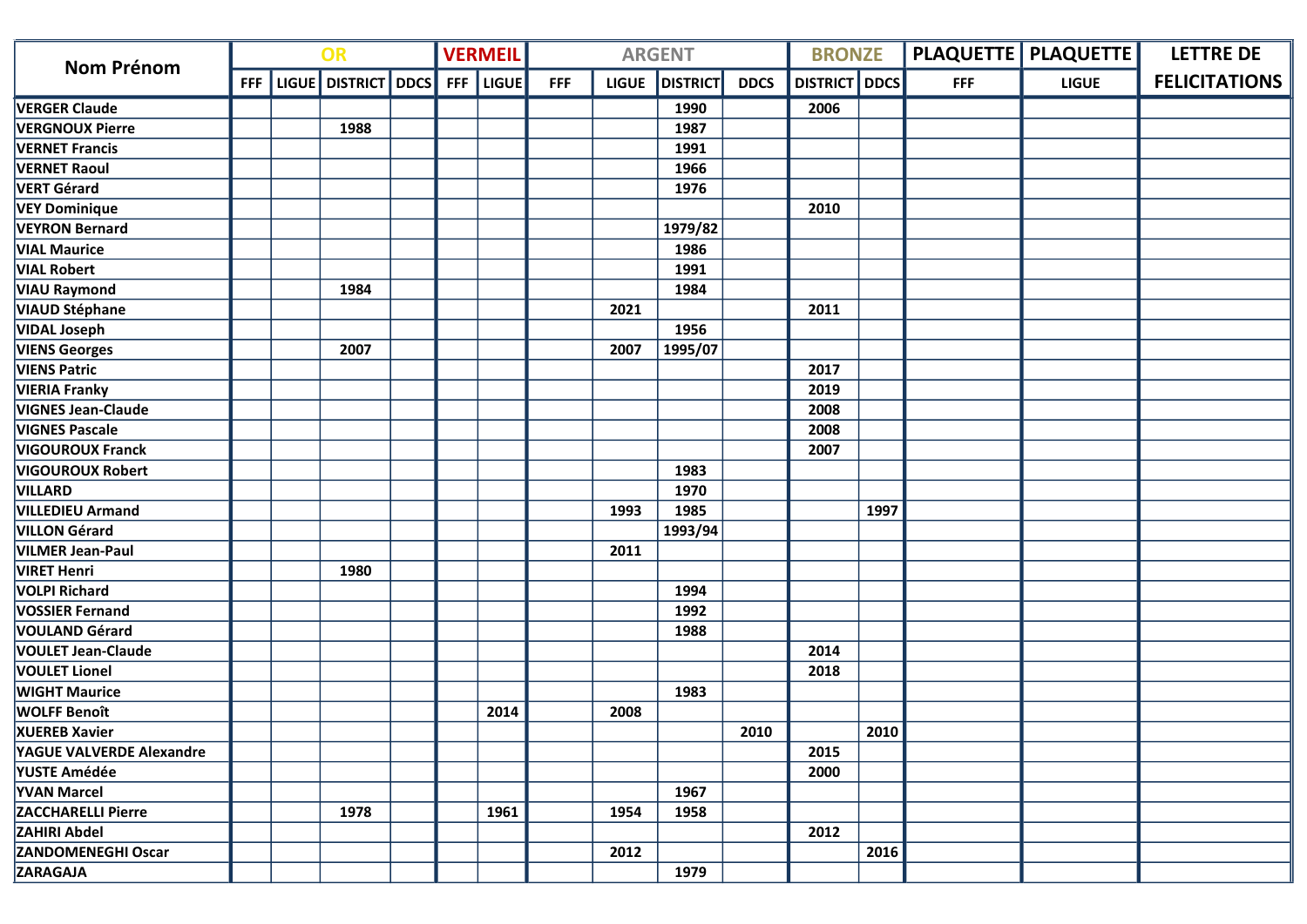| Nom Prénom | OR | | | | VERMEIL | | ARGENT | | | | BRONZE | | PLAQUETTE | PLAQUETTE | LETTRE DE FELICITATIONS |
|---|---|---|---|---|---|---|---|---|---|---|---|---|---|---|---|
| | FFF | LIGUE | DISTRICT | DDCS | FFF | LIGUE | FFF | LIGUE | DISTRICT | DDCS | DISTRICT | DDCS | FFF | LIGUE | |
| VERGER Claude | | | | | | | | | 1990 | | 2006 | | | | |
| VERGNOUX Pierre | | | 1988 | | | | | | 1987 | | | | | | |
| VERNET Francis | | | | | | | | | 1991 | | | | | | |
| VERNET Raoul | | | | | | | | | 1966 | | | | | | |
| VERT Gérard | | | | | | | | | 1976 | | | | | | |
| VEY Dominique | | | | | | | | | | | 2010 | | | | |
| VEYRON Bernard | | | | | | | | | 1979/82 | | | | | | |
| VIAL Maurice | | | | | | | | | 1986 | | | | | | |
| VIAL Robert | | | | | | | | | 1991 | | | | | | |
| VIAU Raymond | | | 1984 | | | | | | 1984 | | | | | | |
| VIAUD Stéphane | | | | | | | | 2021 | | | 2011 | | | | |
| VIDAL Joseph | | | | | | | | | 1956 | | | | | | |
| VIENS Georges | | | 2007 | | | | | 2007 | 1995/07 | | | | | | |
| VIENS Patric | | | | | | | | | | | 2017 | | | | |
| VIERIA Franky | | | | | | | | | | | 2019 | | | | |
| VIGNES Jean-Claude | | | | | | | | | | | 2008 | | | | |
| VIGNES Pascale | | | | | | | | | | | 2008 | | | | |
| VIGOUROUX Franck | | | | | | | | | | | 2007 | | | | |
| VIGOUROUX Robert | | | | | | | | | 1983 | | | | | | |
| VILLARD | | | | | | | | | 1970 | | | | | | |
| VILLEDIEU Armand | | | | | | | | 1993 | 1985 | | | 1997 | | | |
| VILLON Gérard | | | | | | | | | 1993/94 | | | | | | |
| VILMER Jean-Paul | | | | | | | | 2011 | | | | | | | |
| VIRET Henri | | | 1980 | | | | | | | | | | | | |
| VOLPI Richard | | | | | | | | | 1994 | | | | | | |
| VOSSIER Fernand | | | | | | | | | 1992 | | | | | | |
| VOULAND Gérard | | | | | | | | | 1988 | | | | | | |
| VOULET Jean-Claude | | | | | | | | | | | 2014 | | | | |
| VOULET Lionel | | | | | | | | | | | 2018 | | | | |
| WIGHT Maurice | | | | | | | | | 1983 | | | | | | |
| WOLFF Benoît | | | | | | 2014 | | 2008 | | | | | | | |
| XUEREB Xavier | | | | | | | | | | 2010 | | 2010 | | | |
| YAGUE VALVERDE Alexandre | | | | | | | | | | | 2015 | | | | |
| YUSTE Amédée | | | | | | | | | | | 2000 | | | | |
| YVAN Marcel | | | | | | | | | 1967 | | | | | | |
| ZACCHARELLI Pierre | | | 1978 | | | 1961 | | 1954 | 1958 | | | | | | |
| ZAHIRI Abdel | | | | | | | | | | | 2012 | | | | |
| ZANDOMENEGHI Oscar | | | | | | | | 2012 | | | | 2016 | | | |
| ZARAGAJA | | | | | | | | | 1979 | | | | | | |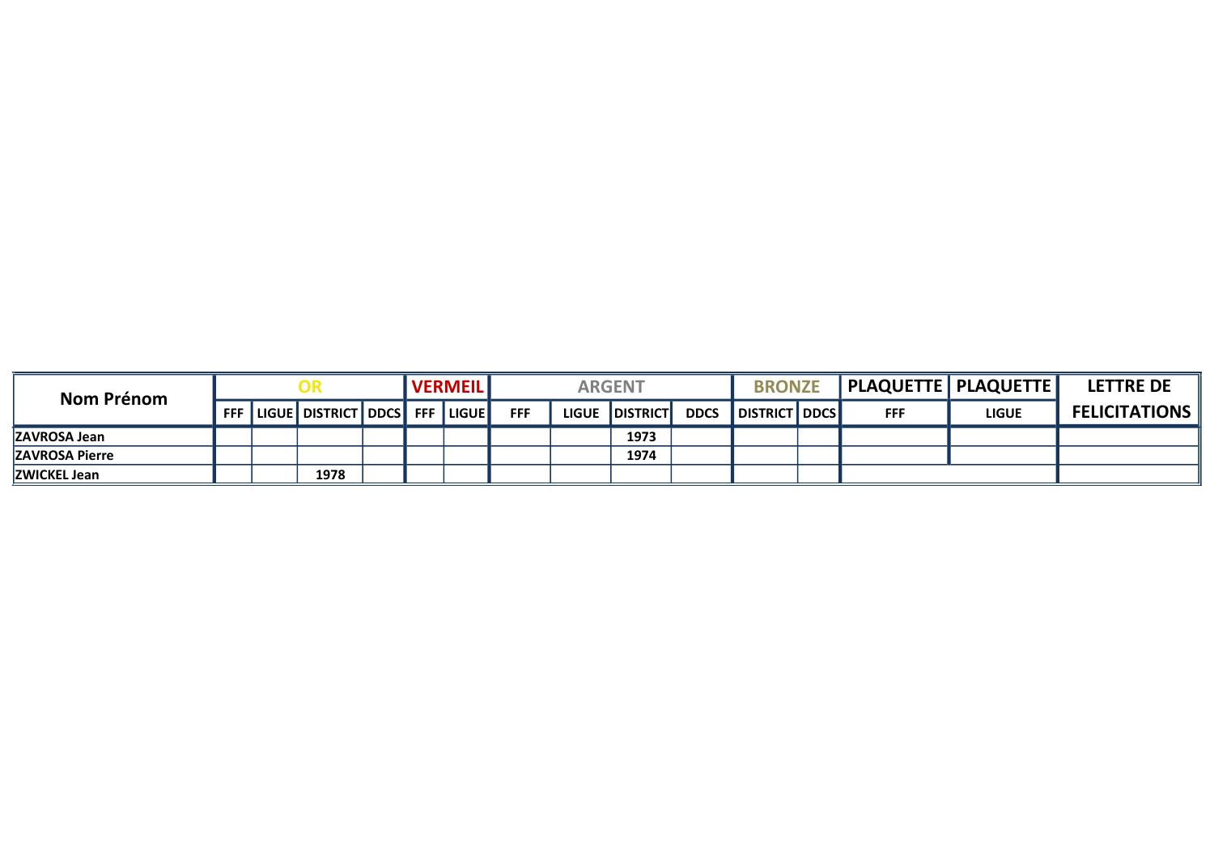| Nom Prénom | OR | | | | VERMEIL | | ARGENT | | | | BRONZE | | PLAQUETTE | PLAQUETTE | LETTRE DE FELICITATIONS |
|---|---|---|---|---|---|---|---|---|---|---|---|---|---|---|---|
| | FFF | LIGUE | DISTRICT | DDCS | FFF | LIGUE | FFF | LIGUE | DISTRICT | DDCS | DISTRICT | DDCS | FFF | LIGUE | |
| ZAVROSA Jean | | | | | | | | | 1973 | | | | | | |
| ZAVROSA Pierre | | | | | | | | | 1974 | | | | | | |
| ZWICKEL Jean | | | 1978 | | | | | | | | | | | | |